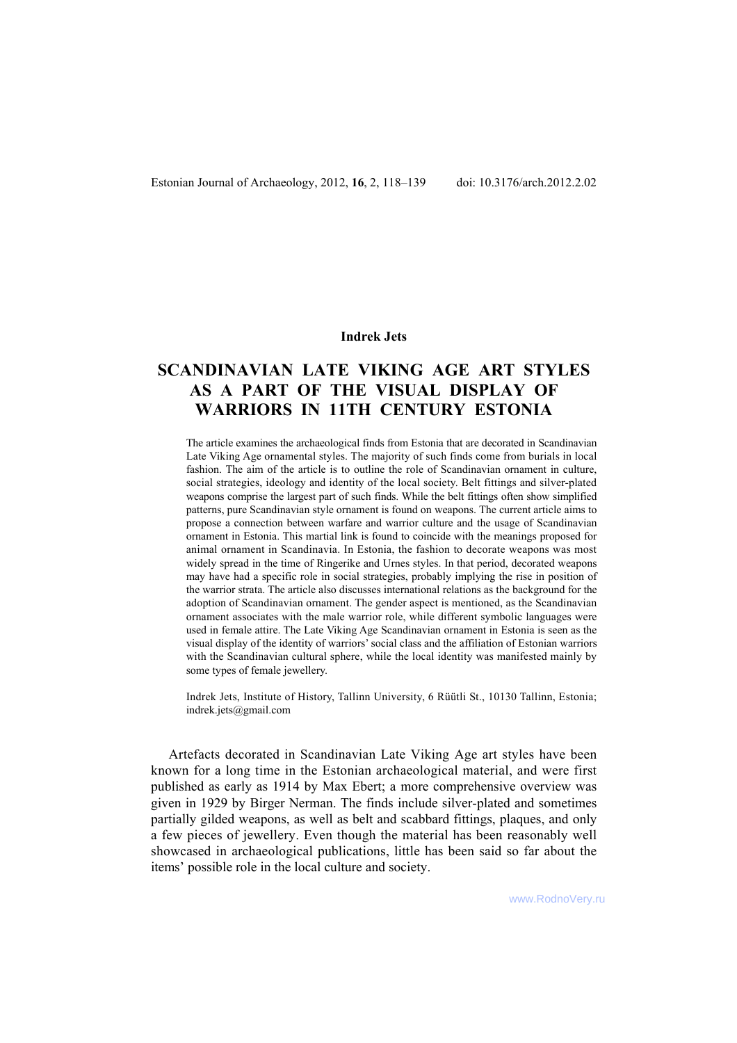Estonian Journal of Archaeology, 2012, **16**, 2, 118–139 doi: 10.3176/arch.2012.2.02

**Indrek Jets**

# SCANDINAVIAN LATE VIKING AGE ART STYLES AS A PART OF THE VISUAL DISPLAY OF WARRIORS IN 11TH CENTURY ESTONIA

The article examines the archaeological finds from Estonia that are decorated in Scandinavian Late Viking Age ornamental styles. The majority of such finds come from burials in local fashion. The aim of the article is to outline the role of Scandinavian ornament in culture, social strategies, ideology and identity of the local society. Belt fittings and silver-plated weapons comprise the largest part of such finds. While the belt fittings often show simplified patterns, pure Scandinavian style ornament is found on weapons. The current article aims to propose a connection between warfare and warrior culture and the usage of Scandinavian ornament in Estonia. This martial link is found to coincide with the meanings proposed for animal ornament in Scandinavia. In Estonia, the fashion to decorate weapons was most widely spread in the time of Ringerike and Urnes styles. In that period, decorated weapons may have had a specific role in social strategies, probably implying the rise in position of the warrior strata. The article also discusses international relations as the background for the adoption of Scandinavian ornament. The gender aspect is mentioned, as the Scandinavian ornament associates with the male warrior role, while different symbolic languages were used in female attire. The Late Viking Age Scandinavian ornament in Estonia is seen as the visual display of the identity of warriors' social class and the affiliation of Estonian warriors with the Scandinavian cultural sphere, while the local identity was manifested mainly by some types of female jewellery.

Indrek Jets, Institute of History, Tallinn University, 6 Rüütli St., 10130 Tallinn, Estonia; indrek.jets@gmail.com

Artefacts decorated in Scandinavian Late Viking Age art styles have been known for a long time in the Estonian archaeological material, and were first published as early as 1914 by Max Ebert; a more comprehensive overview was given in 1929 by Birger Nerman. The finds include silver-plated and sometimes partially gilded weapons, as well as belt and scabbard fittings, plaques, and only a few pieces of jewellery. Even though the material has been reasonably well showcased in archaeological publications, little has been said so far about the items' possible role in the local culture and society.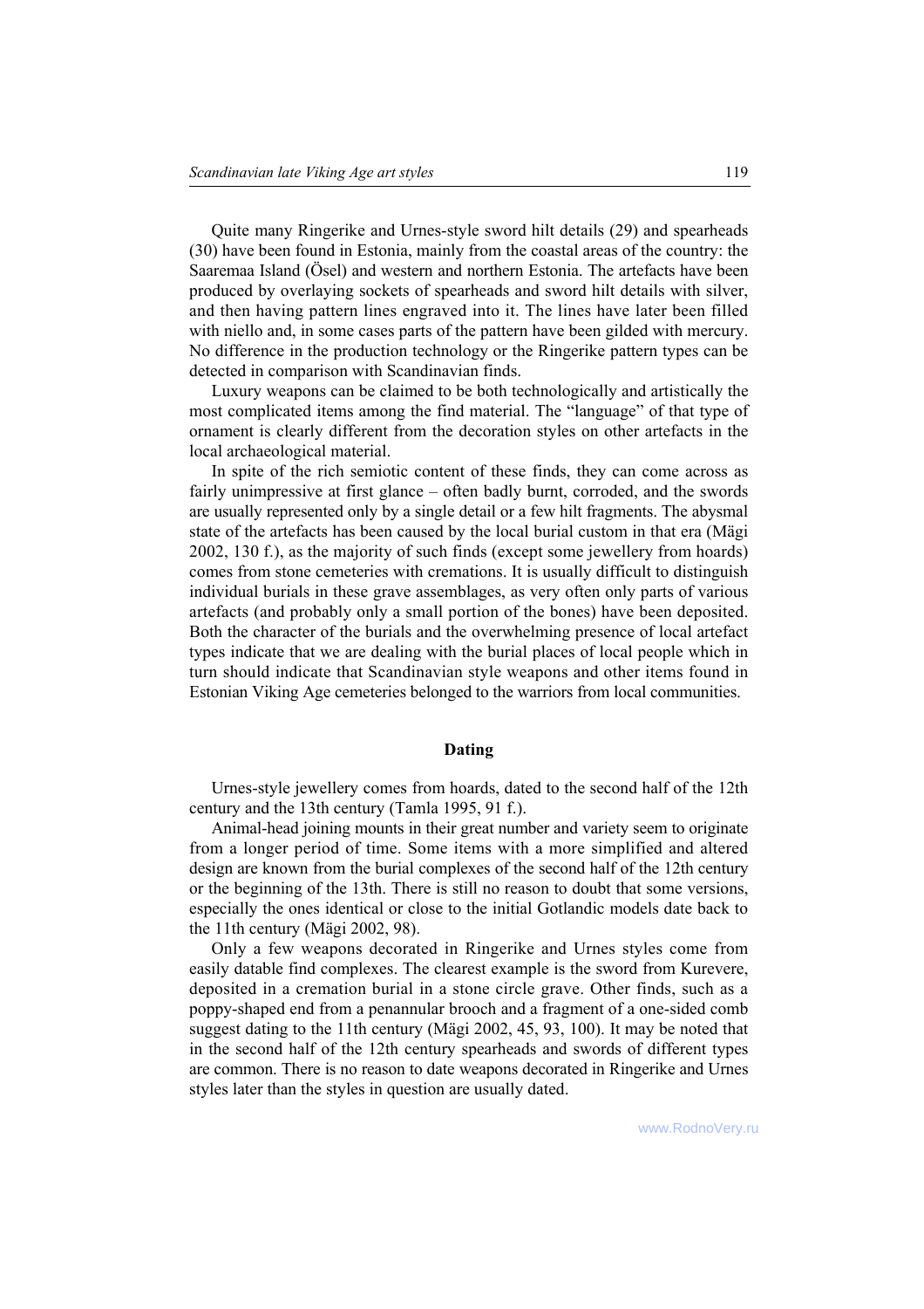Quite many Ringerike and Urnes-style sword hilt details (29) and spearheads (30) have been found in Estonia, mainly from the coastal areas of the country: the Saaremaa Island (Ösel) and western and northern Estonia. The artefacts have been produced by overlaying sockets of spearheads and sword hilt details with silver, and then having pattern lines engraved into it. The lines have later been filled with niello and, in some cases parts of the pattern have been gilded with mercury. No difference in the production technology or the Ringerike pattern types can be detected in comparison with Scandinavian finds.

Luxury weapons can be claimed to be both technologically and artistically the most complicated items among the find material. The "language" of that type of ornament is clearly different from the decoration styles on other artefacts in the local archaeological material.

In spite of the rich semiotic content of these finds, they can come across as fairly unimpressive at first glance – often badly burnt, corroded, and the swords are usually represented only by a single detail or a few hilt fragments. The abysmal state of the artefacts has been caused by the local burial custom in that era (Mägi 2002, 130 f.), as the majority of such finds (except some jewellery from hoards) comes from stone cemeteries with cremations. It is usually difficult to distinguish individual burials in these grave assemblages, as very often only parts of various artefacts (and probably only a small portion of the bones) have been deposited. Both the character of the burials and the overwhelming presence of local artefact types indicate that we are dealing with the burial places of local people which in turn should indicate that Scandinavian style weapons and other items found in Estonian Viking Age cemeteries belonged to the warriors from local communities.

## Dating

Urnes-style jewellery comes from hoards, dated to the second half of the 12th century and the 13th century (Tamla 1995, 91 f.).

Animal-head joining mounts in their great number and variety seem to originate from a longer period of time. Some items with a more simplified and altered design are known from the burial complexes of the second half of the 12th century or the beginning of the 13th. There is still no reason to doubt that some versions, especially the ones identical or close to the initial Gotlandic models date back to the 11th century (Mägi 2002, 98).

Only a few weapons decorated in Ringerike and Urnes styles come from easily datable find complexes. The clearest example is the sword from Kurevere, deposited in a cremation burial in a stone circle grave. Other finds, such as a poppy-shaped end from a penannular brooch and a fragment of a one-sided comb suggest dating to the 11th century (Mägi 2002, 45, 93, 100). It may be noted that in the second half of the 12th century spearheads and swords of different types are common. There is no reason to date weapons decorated in Ringerike and Urnes styles later than the styles in question are usually dated.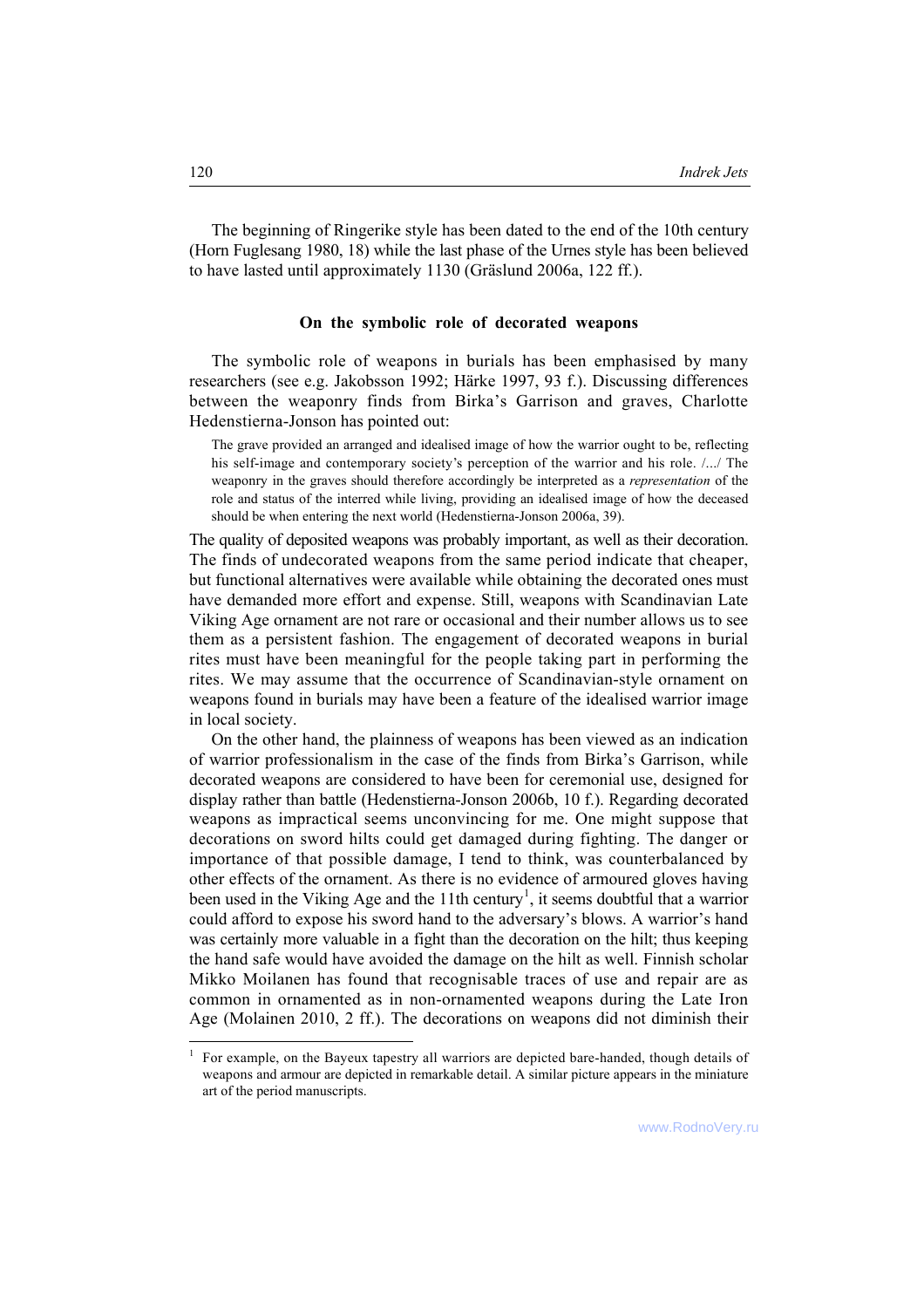The beginning of Ringerike style has been dated to the end of the 10th century (Horn Fuglesang 1980, 18) while the last phase of the Urnes style has been believed to have lasted until approximately 1130 (Gräslund 2006a, 122 ff.).

### On the symbolic role of decorated weapons

The symbolic role of weapons in burials has been emphasised by many researchers (see e.g. Jakobsson 1992; Härke 1997, 93 f.). Discussing differences between the weaponry finds from Birka's Garrison and graves, Charlotte Hedenstierna-Jonson has pointed out:

> The grave provided an arranged and idealised image of how the warrior ought to be, reflecting his self-image and contemporary society's perception of the warrior and his role. /.../ The weaponry in the graves should therefore accordingly be interpreted as a *representation* of the role and status of the interred while living, providing an idealised image of how the deceased should be when entering the next world (Hedenstierna-Jonson 2006a, 39).

The quality of deposited weapons was probably important, as well as their decoration. The finds of undecorated weapons from the same period indicate that cheaper, but functional alternatives were available while obtaining the decorated ones must have demanded more effort and expense. Still, weapons with Scandinavian Late Viking Age ornament are not rare or occasional and their number allows us to see them as a persistent fashion. The engagement of decorated weapons in burial rites must have been meaningful for the people taking part in performing the rites. We may assume that the occurrence of Scandinavian-style ornament on weapons found in burials may have been a feature of the idealised warrior image in local society.

On the other hand, the plainness of weapons has been viewed as an indication of warrior professionalism in the case of the finds from Birka's Garrison, while decorated weapons are considered to have been for ceremonial use, designed for display rather than battle (Hedenstierna-Jonson 2006b, 10 f.). Regarding decorated weapons as impractical seems unconvincing for me. One might suppose that decorations on sword hilts could get damaged during fighting. The danger or importance of that possible damage, I tend to think, was counterbalanced by other effects of the ornament. As there is no evidence of armoured gloves having been used in the Viking Age and the 11th century[1], it seems doubtful that a warrior could afford to expose his sword hand to the adversary's blows. A warrior's hand was certainly more valuable in a fight than the decoration on the hilt; thus keeping the hand safe would have avoided the damage on the hilt as well. Finnish scholar Mikko Moilanen has found that recognisable traces of use and repair are as common in ornamented as in non-ornamented weapons during the Late Iron Age (Molainen 2010, 2 ff.). The decorations on weapons did not diminish their

[1] For example, on the Bayeux tapestry all warriors are depicted bare-handed, though details of weapons and armour are depicted in remarkable detail. A similar picture appears in the miniature art of the period manuscripts.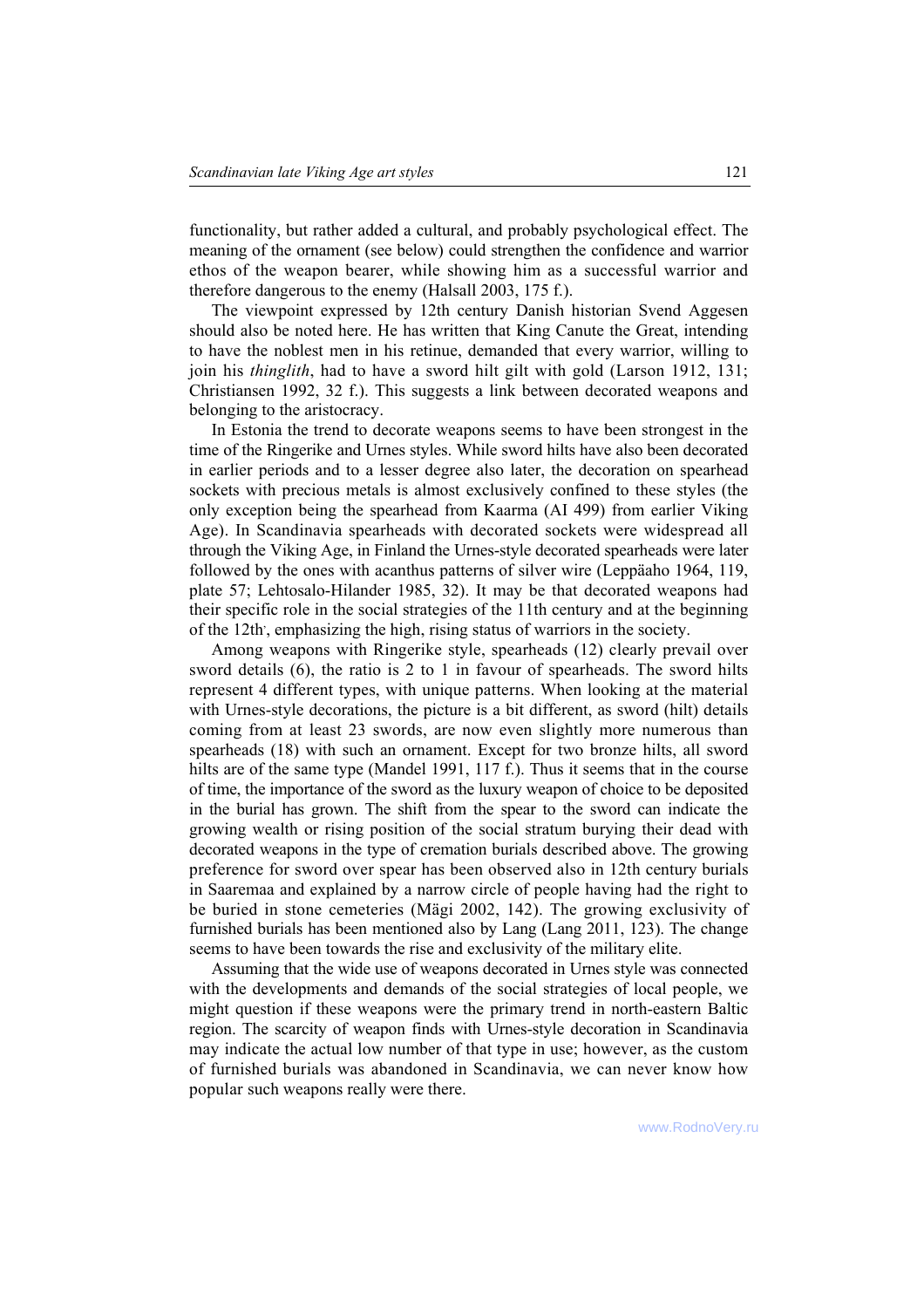functionality, but rather added a cultural, and probably psychological effect. The meaning of the ornament (see below) could strengthen the confidence and warrior ethos of the weapon bearer, while showing him as a successful warrior and therefore dangerous to the enemy (Halsall 2003, 175 f.).

The viewpoint expressed by 12th century Danish historian Svend Aggesen should also be noted here. He has written that King Canute the Great, intending to have the noblest men in his retinue, demanded that every warrior, willing to join his *thinglith*, had to have a sword hilt gilt with gold (Larson 1912, 131; Christiansen 1992, 32 f.). This suggests a link between decorated weapons and belonging to the aristocracy.

In Estonia the trend to decorate weapons seems to have been strongest in the time of the Ringerike and Urnes styles. While sword hilts have also been decorated in earlier periods and to a lesser degree also later, the decoration on spearhead sockets with precious metals is almost exclusively confined to these styles (the only exception being the spearhead from Kaarma (AI 499) from earlier Viking Age). In Scandinavia spearheads with decorated sockets were widespread all through the Viking Age, in Finland the Urnes-style decorated spearheads were later followed by the ones with acanthus patterns of silver wire (Leppäaho 1964, 119, plate 57; Lehtosalo-Hilander 1985, 32). It may be that decorated weapons had their specific role in the social strategies of the 11th century and at the beginning of the 12th, emphasizing the high, rising status of warriors in the society.

Among weapons with Ringerike style, spearheads (12) clearly prevail over sword details (6), the ratio is 2 to 1 in favour of spearheads. The sword hilts represent 4 different types, with unique patterns. When looking at the material with Urnes-style decorations, the picture is a bit different, as sword (hilt) details coming from at least 23 swords, are now even slightly more numerous than spearheads (18) with such an ornament. Except for two bronze hilts, all sword hilts are of the same type (Mandel 1991, 117 f.). Thus it seems that in the course of time, the importance of the sword as the luxury weapon of choice to be deposited in the burial has grown. The shift from the spear to the sword can indicate the growing wealth or rising position of the social stratum burying their dead with decorated weapons in the type of cremation burials described above. The growing preference for sword over spear has been observed also in 12th century burials in Saaremaa and explained by a narrow circle of people having had the right to be buried in stone cemeteries (Mägi 2002, 142). The growing exclusivity of furnished burials has been mentioned also by Lang (Lang 2011, 123). The change seems to have been towards the rise and exclusivity of the military elite.

Assuming that the wide use of weapons decorated in Urnes style was connected with the developments and demands of the social strategies of local people, we might question if these weapons were the primary trend in north-eastern Baltic region. The scarcity of weapon finds with Urnes-style decoration in Scandinavia may indicate the actual low number of that type in use; however, as the custom of furnished burials was abandoned in Scandinavia, we can never know how popular such weapons really were there.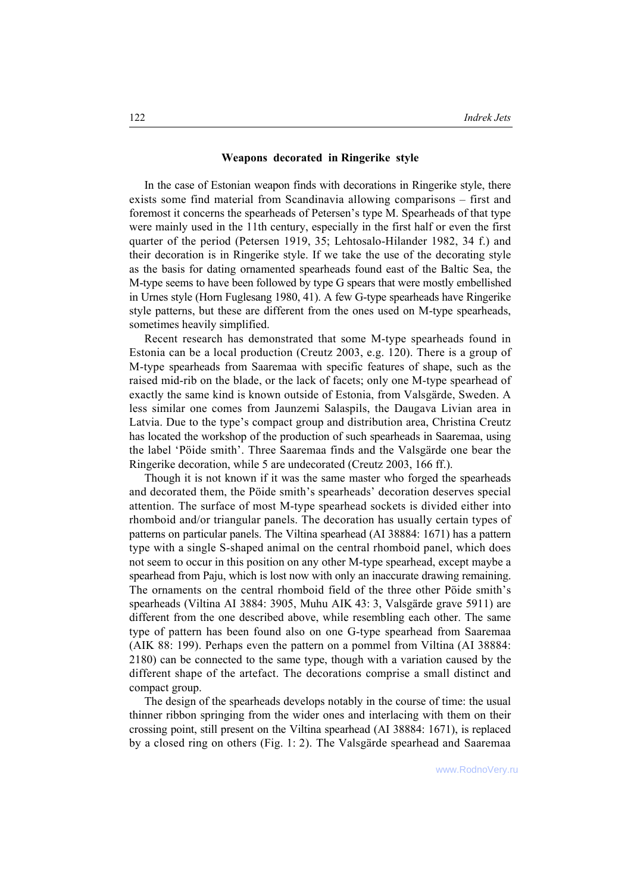### Weapons decorated in Ringerike style

In the case of Estonian weapon finds with decorations in Ringerike style, there exists some find material from Scandinavia allowing comparisons – first and foremost it concerns the spearheads of Petersen's type M. Spearheads of that type were mainly used in the 11th century, especially in the first half or even the first quarter of the period (Petersen 1919, 35; Lehtosalo-Hilander 1982, 34 f.) and their decoration is in Ringerike style. If we take the use of the decorating style as the basis for dating ornamented spearheads found east of the Baltic Sea, the M-type seems to have been followed by type G spears that were mostly embellished in Urnes style (Horn Fuglesang 1980, 41). A few G-type spearheads have Ringerike style patterns, but these are different from the ones used on M-type spearheads, sometimes heavily simplified.

Recent research has demonstrated that some M-type spearheads found in Estonia can be a local production (Creutz 2003, e.g. 120). There is a group of M-type spearheads from Saaremaa with specific features of shape, such as the raised mid-rib on the blade, or the lack of facets; only one M-type spearhead of exactly the same kind is known outside of Estonia, from Valsgärde, Sweden. A less similar one comes from Jaunzemi Salaspils, the Daugava Livian area in Latvia. Due to the type's compact group and distribution area, Christina Creutz has located the workshop of the production of such spearheads in Saaremaa, using the label 'Pöide smith'. Three Saaremaa finds and the Valsgärde one bear the Ringerike decoration, while 5 are undecorated (Creutz 2003, 166 ff.).

Though it is not known if it was the same master who forged the spearheads and decorated them, the Pöide smith's spearheads' decoration deserves special attention. The surface of most M-type spearhead sockets is divided either into rhomboid and/or triangular panels. The decoration has usually certain types of patterns on particular panels. The Viltina spearhead (AI 38884: 1671) has a pattern type with a single S-shaped animal on the central rhomboid panel, which does not seem to occur in this position on any other M-type spearhead, except maybe a spearhead from Paju, which is lost now with only an inaccurate drawing remaining. The ornaments on the central rhomboid field of the three other Pöide smith's spearheads (Viltina AI 3884: 3905, Muhu AIK 43: 3, Valsgärde grave 5911) are different from the one described above, while resembling each other. The same type of pattern has been found also on one G-type spearhead from Saaremaa (AIK 88: 199). Perhaps even the pattern on a pommel from Viltina (AI 38884: 2180) can be connected to the same type, though with a variation caused by the different shape of the artefact. The decorations comprise a small distinct and compact group.

The design of the spearheads develops notably in the course of time: the usual thinner ribbon springing from the wider ones and interlacing with them on their crossing point, still present on the Viltina spearhead (AI 38884: 1671), is replaced by a closed ring on others (Fig. 1: 2). The Valsgärde spearhead and Saaremaa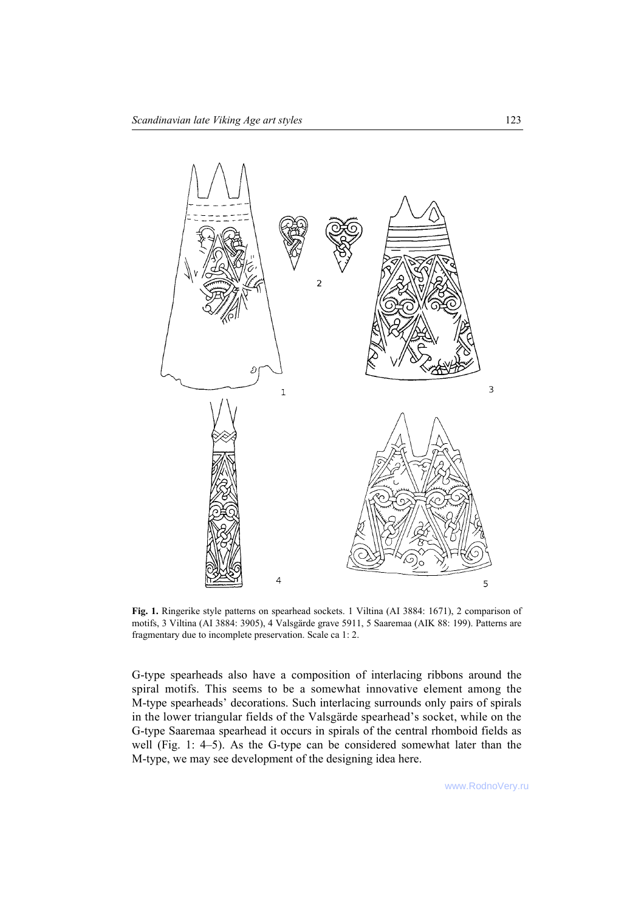**Fig. 1.** Ringerike style patterns on spearhead sockets. 1 Viltina (AI 3884: 1671), 2 comparison of motifs, 3 Viltina (AI 3884: 3905), 4 Valsgärde grave 5911, 5 Saaremaa (AIK 88: 199). Patterns are fragmentary due to incomplete preservation. Scale ca 1: 2.

G-type spearheads also have a composition of interlacing ribbons around the spiral motifs. This seems to be a somewhat innovative element among the M-type spearheads' decorations. Such interlacing surrounds only pairs of spirals in the lower triangular fields of the Valsgärde spearhead's socket, while on the G-type Saaremaa spearhead it occurs in spirals of the central rhomboid fields as well (Fig. 1: 4–5). As the G-type can be considered somewhat later than the M-type, we may see development of the designing idea here.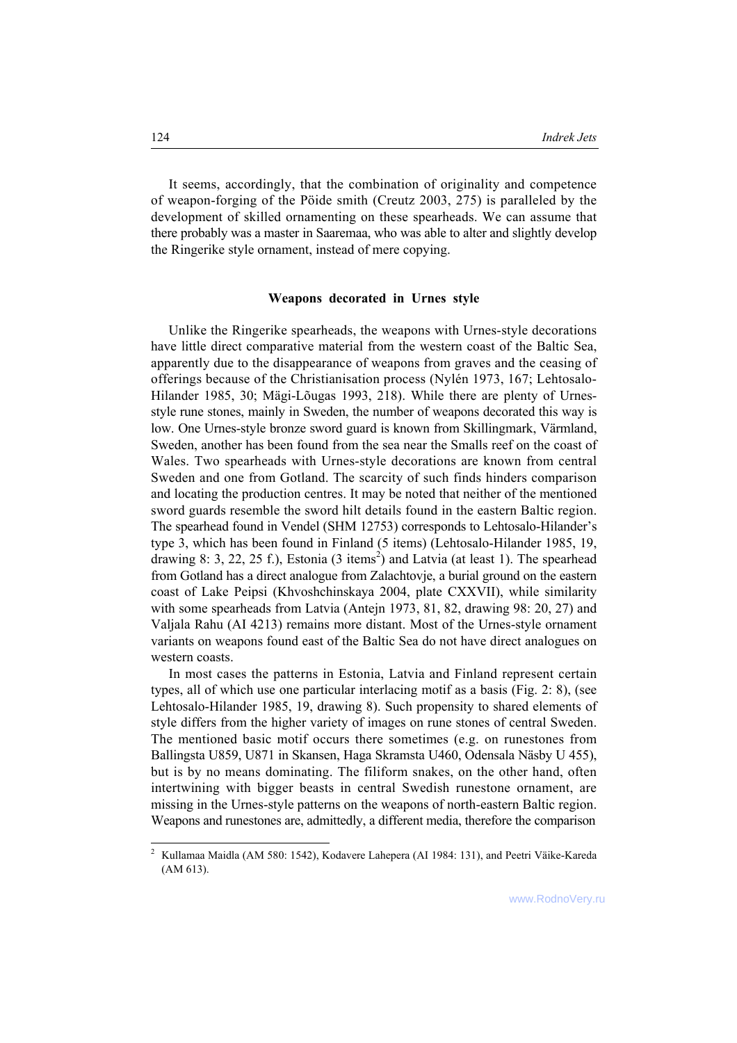It seems, accordingly, that the combination of originality and competence of weapon-forging of the Pöide smith (Creutz 2003, 275) is paralleled by the development of skilled ornamenting on these spearheads. We can assume that there probably was a master in Saaremaa, who was able to alter and slightly develop the Ringerike style ornament, instead of mere copying.

### Weapons decorated in Urnes style

Unlike the Ringerike spearheads, the weapons with Urnes-style decorations have little direct comparative material from the western coast of the Baltic Sea, apparently due to the disappearance of weapons from graves and the ceasing of offerings because of the Christianisation process (Nylén 1973, 167; Lehtosalo-Hilander 1985, 30; Mägi-Lõugas 1993, 218). While there are plenty of Urnes-style rune stones, mainly in Sweden, the number of weapons decorated this way is low. One Urnes-style bronze sword guard is known from Skillingmark, Värmland, Sweden, another has been found from the sea near the Smalls reef on the coast of Wales. Two spearheads with Urnes-style decorations are known from central Sweden and one from Gotland. The scarcity of such finds hinders comparison and locating the production centres. It may be noted that neither of the mentioned sword guards resemble the sword hilt details found in the eastern Baltic region. The spearhead found in Vendel (SHM 12753) corresponds to Lehtosalo-Hilander's type 3, which has been found in Finland (5 items) (Lehtosalo-Hilander 1985, 19, drawing 8: 3, 22, 25 f.), Estonia (3 items[2]) and Latvia (at least 1). The spearhead from Gotland has a direct analogue from Zalachtovje, a burial ground on the eastern coast of Lake Peipsi (Khvoshchinskaya 2004, plate CXXVII), while similarity with some spearheads from Latvia (Antejn 1973, 81, 82, drawing 98: 20, 27) and Valjala Rahu (AI 4213) remains more distant. Most of the Urnes-style ornament variants on weapons found east of the Baltic Sea do not have direct analogues on western coasts.

In most cases the patterns in Estonia, Latvia and Finland represent certain types, all of which use one particular interlacing motif as a basis (Fig. 2: 8), (see Lehtosalo-Hilander 1985, 19, drawing 8). Such propensity to shared elements of style differs from the higher variety of images on rune stones of central Sweden. The mentioned basic motif occurs there sometimes (e.g. on runestones from Ballingsta U859, U871 in Skansen, Haga Skramsta U460, Odensala Näsby U 455), but is by no means dominating. The filiform snakes, on the other hand, often intertwining with bigger beasts in central Swedish runestone ornament, are missing in the Urnes-style patterns on the weapons of north-eastern Baltic region. Weapons and runestones are, admittedly, a different media, therefore the comparison

[2] Kullamaa Maidla (AM 580: 1542), Kodavere Lahepera (AI 1984: 131), and Peetri Väike-Kareda (AM 613).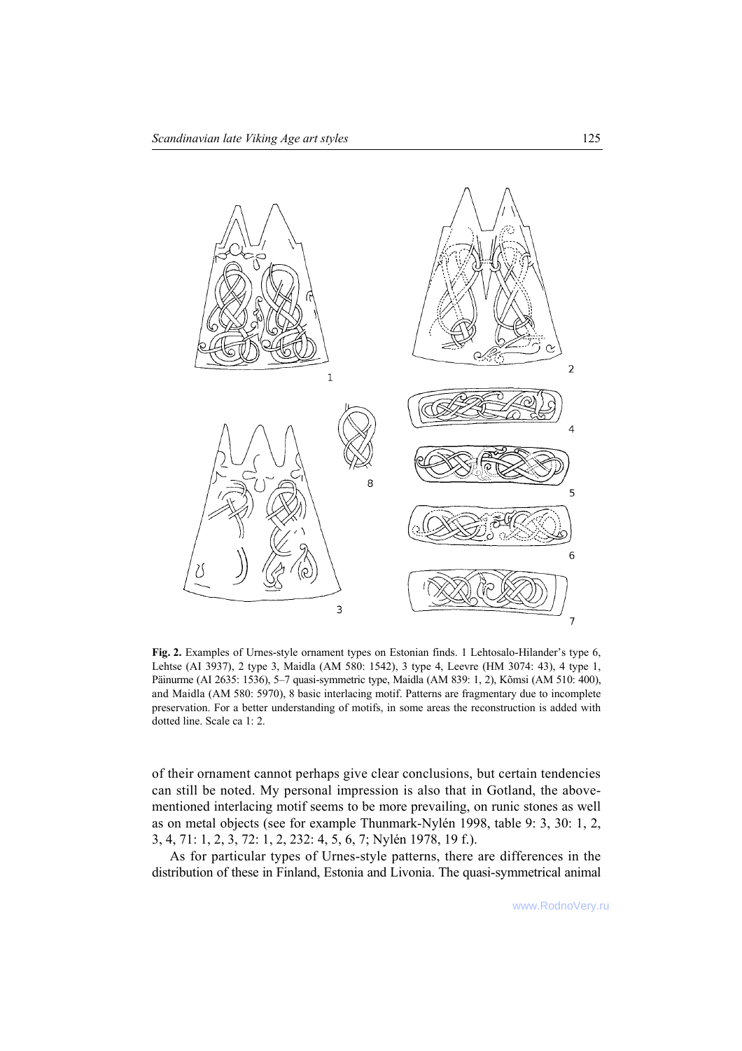**Fig. 2.** Examples of Urnes-style ornament types on Estonian finds. 1 Lehtosalo-Hilander's type 6, Lehtse (AI 3937), 2 type 3, Maidla (AM 580: 1542), 3 type 4, Leevre (HM 3074: 43), 4 type 1, Päinurme (AI 2635: 1536), 5–7 quasi-symmetric type, Maidla (AM 839: 1, 2), Kõmsi (AM 510: 400), and Maidla (AM 580: 5970), 8 basic interlacing motif. Patterns are fragmentary due to incomplete preservation. For a better understanding of motifs, in some areas the reconstruction is added with dotted line. Scale ca 1: 2.

of their ornament cannot perhaps give clear conclusions, but certain tendencies can still be noted. My personal impression is also that in Gotland, the above-mentioned interlacing motif seems to be more prevailing, on runic stones as well as on metal objects (see for example Thunmark-Nylén 1998, table 9: 3, 30: 1, 2, 3, 4, 71: 1, 2, 3, 72: 1, 2, 232: 4, 5, 6, 7; Nylén 1978, 19 f.).

As for particular types of Urnes-style patterns, there are differences in the distribution of these in Finland, Estonia and Livonia. The quasi-symmetrical animal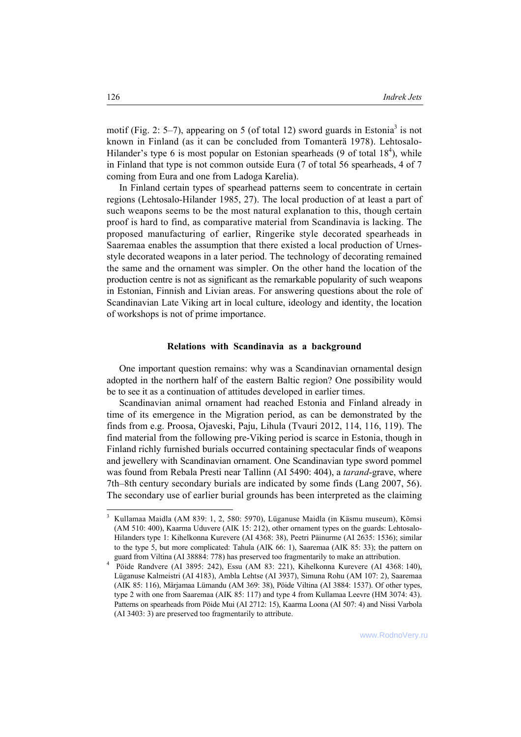motif (Fig. 2: 5–7), appearing on 5 (of total 12) sword guards in Estonia[3] is not known in Finland (as it can be concluded from Tomanterä 1978). Lehtosalo-Hilander's type 6 is most popular on Estonian spearheads (9 of total 18[4]), while in Finland that type is not common outside Eura (7 of total 56 spearheads, 4 of 7 coming from Eura and one from Ladoga Karelia).

In Finland certain types of spearhead patterns seem to concentrate in certain regions (Lehtosalo-Hilander 1985, 27). The local production of at least a part of such weapons seems to be the most natural explanation to this, though certain proof is hard to find, as comparative material from Scandinavia is lacking. The proposed manufacturing of earlier, Ringerike style decorated spearheads in Saaremaa enables the assumption that there existed a local production of Urnes-style decorated weapons in a later period. The technology of decorating remained the same and the ornament was simpler. On the other hand the location of the production centre is not as significant as the remarkable popularity of such weapons in Estonian, Finnish and Livian areas. For answering questions about the role of Scandinavian Late Viking art in local culture, ideology and identity, the location of workshops is not of prime importance.

## Relations with Scandinavia as a background

One important question remains: why was a Scandinavian ornamental design adopted in the northern half of the eastern Baltic region? One possibility would be to see it as a continuation of attitudes developed in earlier times.

Scandinavian animal ornament had reached Estonia and Finland already in time of its emergence in the Migration period, as can be demonstrated by the finds from e.g. Proosa, Ojaveski, Paju, Lihula (Tvauri 2012, 114, 116, 119). The find material from the following pre-Viking period is scarce in Estonia, though in Finland richly furnished burials occurred containing spectacular finds of weapons and jewellery with Scandinavian ornament. One Scandinavian type sword pommel was found from Rebala Presti near Tallinn (AI 5490: 404), a *tarand*-grave, where 7th–8th century secondary burials are indicated by some finds (Lang 2007, 56). The secondary use of earlier burial grounds has been interpreted as the claiming

---

[3] Kullamaa Maidla (AM 839: 1, 2, 580: 5970), Lüganuse Maidla (in Käsmu museum), Kõmsi (AM 510: 400), Kaarma Uduvere (AIK 15: 212), other ornament types on the guards: Lehtosalo-Hilanders type 1: Kihelkonna Kurevere (AI 4368: 38), Peetri Päinurme (AI 2635: 1536); similar to the type 5, but more complicated: Tahula (AIK 66: 1), Saaremaa (AIK 85: 33); the pattern on guard from Viltina (AI 38884: 778) has preserved too fragmentarily to make an attribution.

[4] Pöide Randvere (AI 3895: 242), Essu (AM 83: 221), Kihelkonna Kurevere (AI 4368: 140), Lüganuse Kalmeistri (AI 4183), Ambla Lehtse (AI 3937), Simuna Rohu (AM 107: 2), Saaremaa (AIK 85: 116), Märjamaa Lümandu (AM 369: 38), Pöide Viltina (AI 3884: 1537). Of other types, type 2 with one from Saaremaa (AIK 85: 117) and type 4 from Kullamaa Leevre (HM 3074: 43). Patterns on spearheads from Pöide Mui (AI 2712: 15), Kaarma Loona (AI 507: 4) and Nissi Varbola (AI 3403: 3) are preserved too fragmentarily to attribute.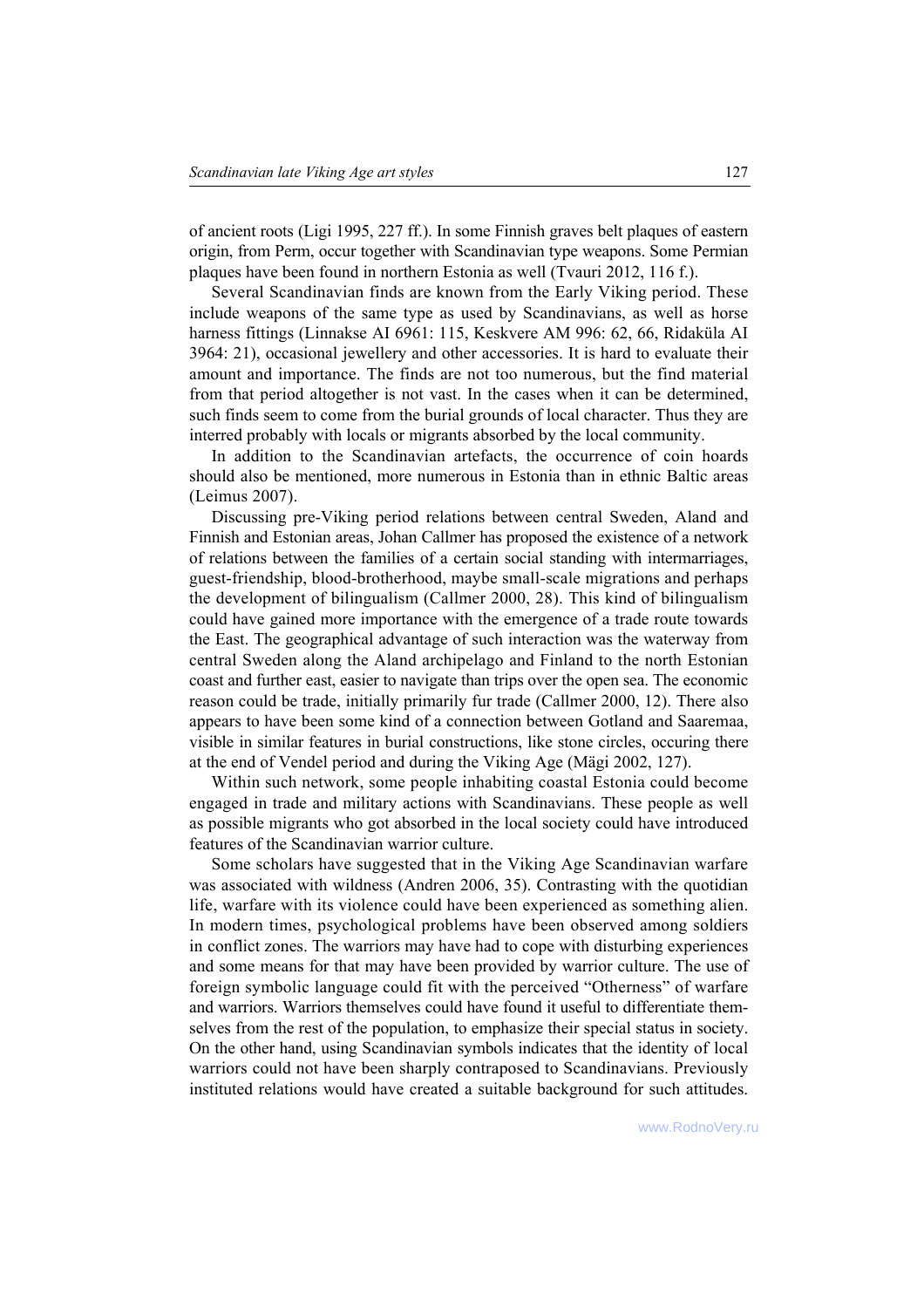of ancient roots (Ligi 1995, 227 ff.). In some Finnish graves belt plaques of eastern origin, from Perm, occur together with Scandinavian type weapons. Some Permian plaques have been found in northern Estonia as well (Tvauri 2012, 116 f.).

Several Scandinavian finds are known from the Early Viking period. These include weapons of the same type as used by Scandinavians, as well as horse harness fittings (Linnakse AI 6961: 115, Keskvere AM 996: 62, 66, Ridaküla AI 3964: 21), occasional jewellery and other accessories. It is hard to evaluate their amount and importance. The finds are not too numerous, but the find material from that period altogether is not vast. In the cases when it can be determined, such finds seem to come from the burial grounds of local character. Thus they are interred probably with locals or migrants absorbed by the local community.

In addition to the Scandinavian artefacts, the occurrence of coin hoards should also be mentioned, more numerous in Estonia than in ethnic Baltic areas (Leimus 2007).

Discussing pre-Viking period relations between central Sweden, Aland and Finnish and Estonian areas, Johan Callmer has proposed the existence of a network of relations between the families of a certain social standing with intermarriages, guest-friendship, blood-brotherhood, maybe small-scale migrations and perhaps the development of bilingualism (Callmer 2000, 28). This kind of bilingualism could have gained more importance with the emergence of a trade route towards the East. The geographical advantage of such interaction was the waterway from central Sweden along the Aland archipelago and Finland to the north Estonian coast and further east, easier to navigate than trips over the open sea. The economic reason could be trade, initially primarily fur trade (Callmer 2000, 12). There also appears to have been some kind of a connection between Gotland and Saaremaa, visible in similar features in burial constructions, like stone circles, occuring there at the end of Vendel period and during the Viking Age (Mägi 2002, 127).

Within such network, some people inhabiting coastal Estonia could become engaged in trade and military actions with Scandinavians. These people as well as possible migrants who got absorbed in the local society could have introduced features of the Scandinavian warrior culture.

Some scholars have suggested that in the Viking Age Scandinavian warfare was associated with wildness (Andren 2006, 35). Contrasting with the quotidian life, warfare with its violence could have been experienced as something alien. In modern times, psychological problems have been observed among soldiers in conflict zones. The warriors may have had to cope with disturbing experiences and some means for that may have been provided by warrior culture. The use of foreign symbolic language could fit with the perceived "Otherness" of warfare and warriors. Warriors themselves could have found it useful to differentiate themselves from the rest of the population, to emphasize their special status in society. On the other hand, using Scandinavian symbols indicates that the identity of local warriors could not have been sharply contraposed to Scandinavians. Previously instituted relations would have created a suitable background for such attitudes.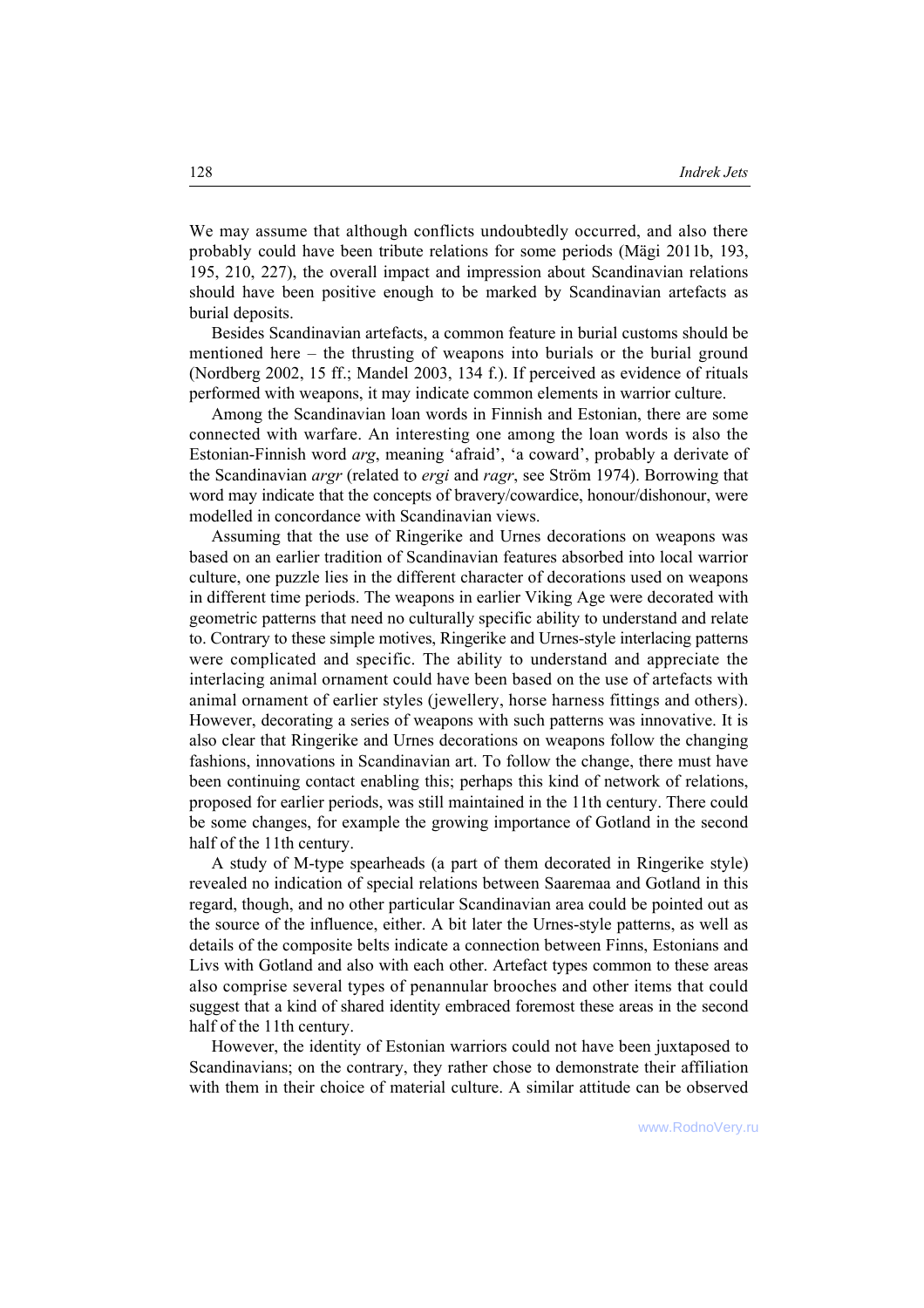We may assume that although conflicts undoubtedly occurred, and also there probably could have been tribute relations for some periods (Mägi 2011b, 193, 195, 210, 227), the overall impact and impression about Scandinavian relations should have been positive enough to be marked by Scandinavian artefacts as burial deposits.

Besides Scandinavian artefacts, a common feature in burial customs should be mentioned here – the thrusting of weapons into burials or the burial ground (Nordberg 2002, 15 ff.; Mandel 2003, 134 f.). If perceived as evidence of rituals performed with weapons, it may indicate common elements in warrior culture.

Among the Scandinavian loan words in Finnish and Estonian, there are some connected with warfare. An interesting one among the loan words is also the Estonian-Finnish word *arg*, meaning 'afraid', 'a coward', probably a derivate of the Scandinavian *argr* (related to *ergi* and *ragr*, see Ström 1974). Borrowing that word may indicate that the concepts of bravery/cowardice, honour/dishonour, were modelled in concordance with Scandinavian views.

Assuming that the use of Ringerike and Urnes decorations on weapons was based on an earlier tradition of Scandinavian features absorbed into local warrior culture, one puzzle lies in the different character of decorations used on weapons in different time periods. The weapons in earlier Viking Age were decorated with geometric patterns that need no culturally specific ability to understand and relate to. Contrary to these simple motives, Ringerike and Urnes-style interlacing patterns were complicated and specific. The ability to understand and appreciate the interlacing animal ornament could have been based on the use of artefacts with animal ornament of earlier styles (jewellery, horse harness fittings and others). However, decorating a series of weapons with such patterns was innovative. It is also clear that Ringerike and Urnes decorations on weapons follow the changing fashions, innovations in Scandinavian art. To follow the change, there must have been continuing contact enabling this; perhaps this kind of network of relations, proposed for earlier periods, was still maintained in the 11th century. There could be some changes, for example the growing importance of Gotland in the second half of the 11th century.

A study of M-type spearheads (a part of them decorated in Ringerike style) revealed no indication of special relations between Saaremaa and Gotland in this regard, though, and no other particular Scandinavian area could be pointed out as the source of the influence, either. A bit later the Urnes-style patterns, as well as details of the composite belts indicate a connection between Finns, Estonians and Livs with Gotland and also with each other. Artefact types common to these areas also comprise several types of penannular brooches and other items that could suggest that a kind of shared identity embraced foremost these areas in the second half of the 11th century.

However, the identity of Estonian warriors could not have been juxtaposed to Scandinavians; on the contrary, they rather chose to demonstrate their affiliation with them in their choice of material culture. A similar attitude can be observed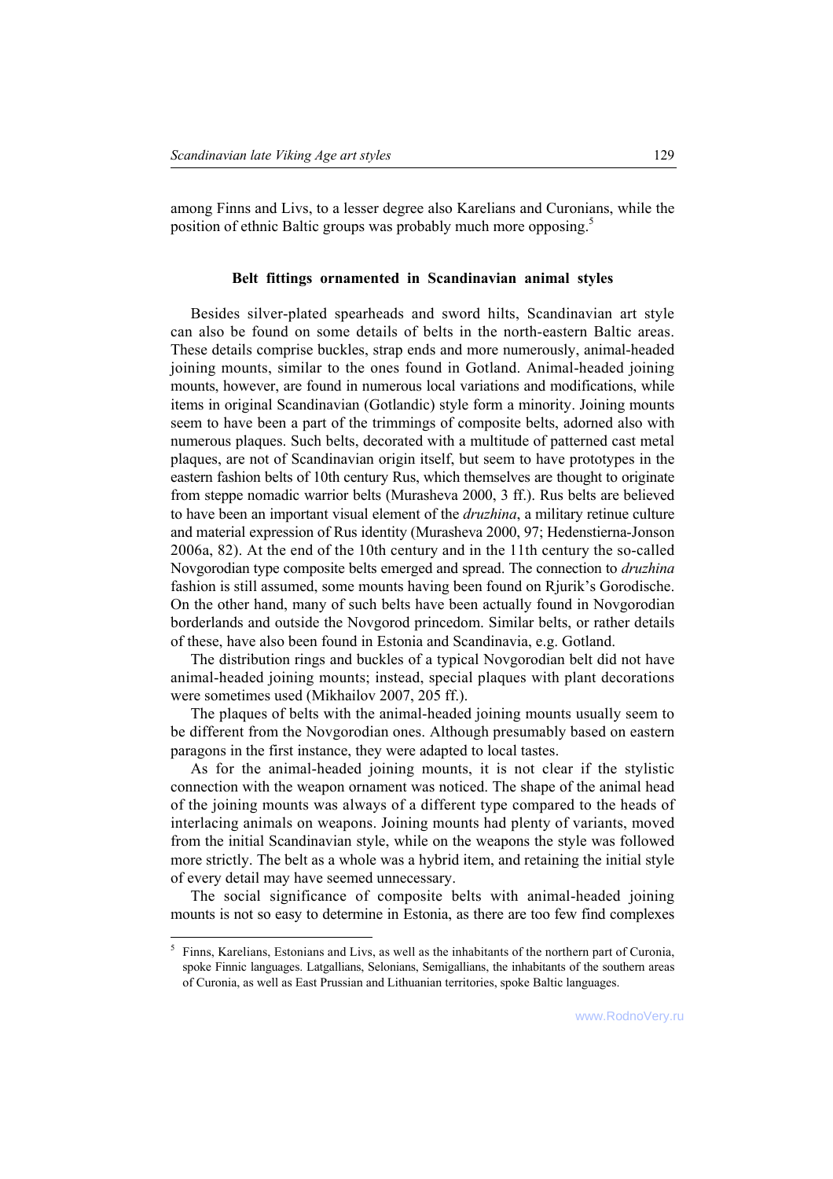among Finns and Livs, to a lesser degree also Karelians and Curonians, while the position of ethnic Baltic groups was probably much more opposing.[5]

### Belt fittings ornamented in Scandinavian animal styles

Besides silver-plated spearheads and sword hilts, Scandinavian art style can also be found on some details of belts in the north-eastern Baltic areas. These details comprise buckles, strap ends and more numerously, animal-headed joining mounts, similar to the ones found in Gotland. Animal-headed joining mounts, however, are found in numerous local variations and modifications, while items in original Scandinavian (Gotlandic) style form a minority. Joining mounts seem to have been a part of the trimmings of composite belts, adorned also with numerous plaques. Such belts, decorated with a multitude of patterned cast metal plaques, are not of Scandinavian origin itself, but seem to have prototypes in the eastern fashion belts of 10th century Rus, which themselves are thought to originate from steppe nomadic warrior belts (Murasheva 2000, 3 ff.). Rus belts are believed to have been an important visual element of the *druzhina*, a military retinue culture and material expression of Rus identity (Murasheva 2000, 97; Hedenstierna-Jonson 2006a, 82). At the end of the 10th century and in the 11th century the so-called Novgorodian type composite belts emerged and spread. The connection to *druzhina* fashion is still assumed, some mounts having been found on Rjurik's Gorodische. On the other hand, many of such belts have been actually found in Novgorodian borderlands and outside the Novgorod princedom. Similar belts, or rather details of these, have also been found in Estonia and Scandinavia, e.g. Gotland.

The distribution rings and buckles of a typical Novgorodian belt did not have animal-headed joining mounts; instead, special plaques with plant decorations were sometimes used (Mikhailov 2007, 205 ff.).

The plaques of belts with the animal-headed joining mounts usually seem to be different from the Novgorodian ones. Although presumably based on eastern paragons in the first instance, they were adapted to local tastes.

As for the animal-headed joining mounts, it is not clear if the stylistic connection with the weapon ornament was noticed. The shape of the animal head of the joining mounts was always of a different type compared to the heads of interlacing animals on weapons. Joining mounts had plenty of variants, moved from the initial Scandinavian style, while on the weapons the style was followed more strictly. The belt as a whole was a hybrid item, and retaining the initial style of every detail may have seemed unnecessary.

The social significance of composite belts with animal-headed joining mounts is not so easy to determine in Estonia, as there are too few find complexes

[5] Finns, Karelians, Estonians and Livs, as well as the inhabitants of the northern part of Curonia, spoke Finnic languages. Latgallians, Selonians, Semigallians, the inhabitants of the southern areas of Curonia, as well as East Prussian and Lithuanian territories, spoke Baltic languages.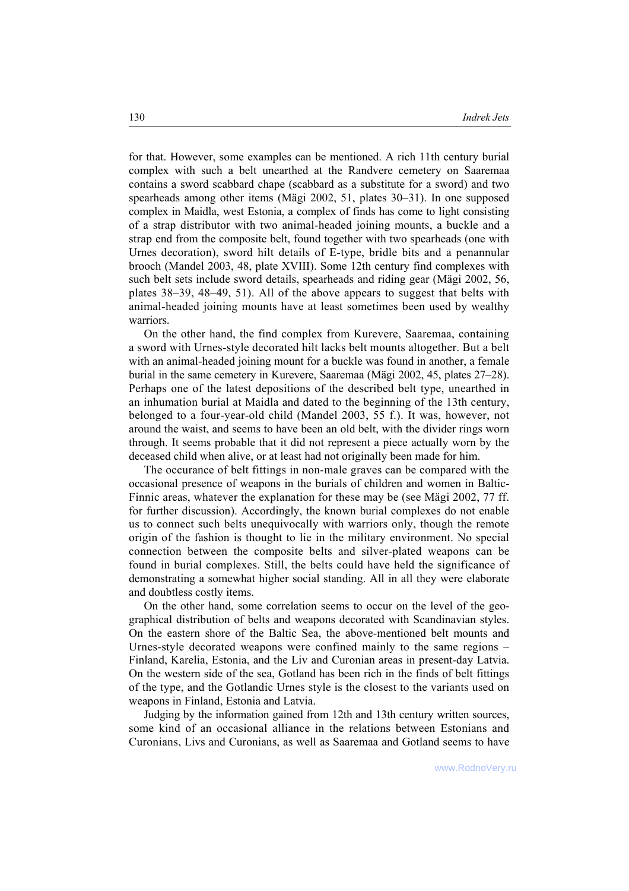for that. However, some examples can be mentioned. A rich 11th century burial complex with such a belt unearthed at the Randvere cemetery on Saaremaa contains a sword scabbard chape (scabbard as a substitute for a sword) and two spearheads among other items (Mägi 2002, 51, plates 30–31). In one supposed complex in Maidla, west Estonia, a complex of finds has come to light consisting of a strap distributor with two animal-headed joining mounts, a buckle and a strap end from the composite belt, found together with two spearheads (one with Urnes decoration), sword hilt details of E-type, bridle bits and a penannular brooch (Mandel 2003, 48, plate XVIII). Some 12th century find complexes with such belt sets include sword details, spearheads and riding gear (Mägi 2002, 56, plates 38–39, 48–49, 51). All of the above appears to suggest that belts with animal-headed joining mounts have at least sometimes been used by wealthy warriors.

On the other hand, the find complex from Kurevere, Saaremaa, containing a sword with Urnes-style decorated hilt lacks belt mounts altogether. But a belt with an animal-headed joining mount for a buckle was found in another, a female burial in the same cemetery in Kurevere, Saaremaa (Mägi 2002, 45, plates 27–28). Perhaps one of the latest depositions of the described belt type, unearthed in an inhumation burial at Maidla and dated to the beginning of the 13th century, belonged to a four-year-old child (Mandel 2003, 55 f.). It was, however, not around the waist, and seems to have been an old belt, with the divider rings worn through. It seems probable that it did not represent a piece actually worn by the deceased child when alive, or at least had not originally been made for him.

The occurance of belt fittings in non-male graves can be compared with the occasional presence of weapons in the burials of children and women in Baltic-Finnic areas, whatever the explanation for these may be (see Mägi 2002, 77 ff. for further discussion). Accordingly, the known burial complexes do not enable us to connect such belts unequivocally with warriors only, though the remote origin of the fashion is thought to lie in the military environment. No special connection between the composite belts and silver-plated weapons can be found in burial complexes. Still, the belts could have held the significance of demonstrating a somewhat higher social standing. All in all they were elaborate and doubtless costly items.

On the other hand, some correlation seems to occur on the level of the geographical distribution of belts and weapons decorated with Scandinavian styles. On the eastern shore of the Baltic Sea, the above-mentioned belt mounts and Urnes-style decorated weapons were confined mainly to the same regions – Finland, Karelia, Estonia, and the Liv and Curonian areas in present-day Latvia. On the western side of the sea, Gotland has been rich in the finds of belt fittings of the type, and the Gotlandic Urnes style is the closest to the variants used on weapons in Finland, Estonia and Latvia.

Judging by the information gained from 12th and 13th century written sources, some kind of an occasional alliance in the relations between Estonians and Curonians, Livs and Curonians, as well as Saaremaa and Gotland seems to have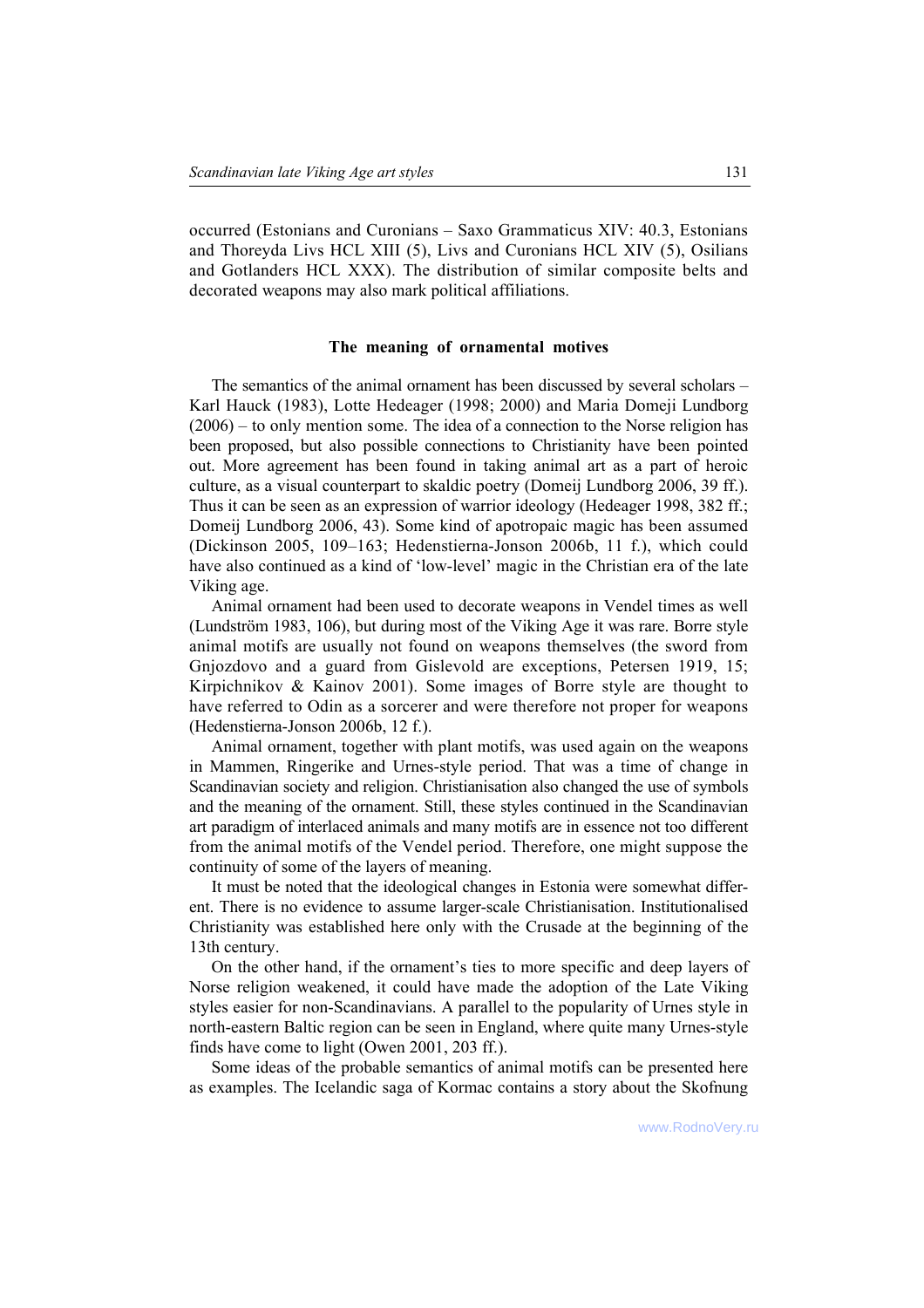occurred (Estonians and Curonians – Saxo Grammaticus XIV: 40.3, Estonians and Thoreyda Livs HCL XIII (5), Livs and Curonians HCL XIV (5), Osilians and Gotlanders HCL XXX). The distribution of similar composite belts and decorated weapons may also mark political affiliations.

## The meaning of ornamental motives

The semantics of the animal ornament has been discussed by several scholars – Karl Hauck (1983), Lotte Hedeager (1998; 2000) and Maria Domeji Lundborg (2006) – to only mention some. The idea of a connection to the Norse religion has been proposed, but also possible connections to Christianity have been pointed out. More agreement has been found in taking animal art as a part of heroic culture, as a visual counterpart to skaldic poetry (Domeij Lundborg 2006, 39 ff.). Thus it can be seen as an expression of warrior ideology (Hedeager 1998, 382 ff.; Domeij Lundborg 2006, 43). Some kind of apotropaic magic has been assumed (Dickinson 2005, 109–163; Hedenstierna-Jonson 2006b, 11 f.), which could have also continued as a kind of 'low-level' magic in the Christian era of the late Viking age.

Animal ornament had been used to decorate weapons in Vendel times as well (Lundström 1983, 106), but during most of the Viking Age it was rare. Borre style animal motifs are usually not found on weapons themselves (the sword from Gnjozdovo and a guard from Gislevold are exceptions, Petersen 1919, 15; Kirpichnikov & Kainov 2001). Some images of Borre style are thought to have referred to Odin as a sorcerer and were therefore not proper for weapons (Hedenstierna-Jonson 2006b, 12 f.).

Animal ornament, together with plant motifs, was used again on the weapons in Mammen, Ringerike and Urnes-style period. That was a time of change in Scandinavian society and religion. Christianisation also changed the use of symbols and the meaning of the ornament. Still, these styles continued in the Scandinavian art paradigm of interlaced animals and many motifs are in essence not too different from the animal motifs of the Vendel period. Therefore, one might suppose the continuity of some of the layers of meaning.

It must be noted that the ideological changes in Estonia were somewhat different. There is no evidence to assume larger-scale Christianisation. Institutionalised Christianity was established here only with the Crusade at the beginning of the 13th century.

On the other hand, if the ornament's ties to more specific and deep layers of Norse religion weakened, it could have made the adoption of the Late Viking styles easier for non-Scandinavians. A parallel to the popularity of Urnes style in north-eastern Baltic region can be seen in England, where quite many Urnes-style finds have come to light (Owen 2001, 203 ff.).

Some ideas of the probable semantics of animal motifs can be presented here as examples. The Icelandic saga of Kormac contains a story about the Skofnung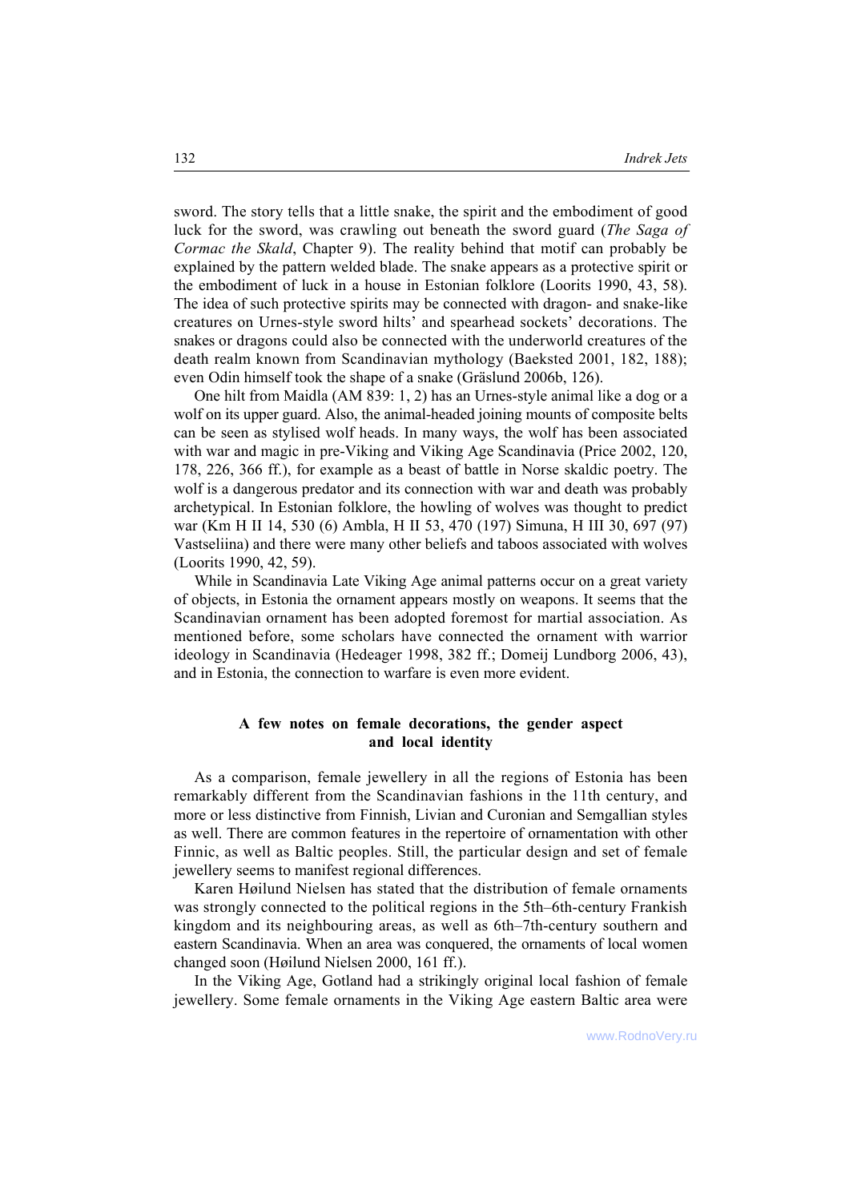sword. The story tells that a little snake, the spirit and the embodiment of good luck for the sword, was crawling out beneath the sword guard (*The Saga of Cormac the Skald*, Chapter 9). The reality behind that motif can probably be explained by the pattern welded blade. The snake appears as a protective spirit or the embodiment of luck in a house in Estonian folklore (Loorits 1990, 43, 58). The idea of such protective spirits may be connected with dragon- and snake-like creatures on Urnes-style sword hilts' and spearhead sockets' decorations. The snakes or dragons could also be connected with the underworld creatures of the death realm known from Scandinavian mythology (Baeksted 2001, 182, 188); even Odin himself took the shape of a snake (Gräslund 2006b, 126).

One hilt from Maidla (AM 839: 1, 2) has an Urnes-style animal like a dog or a wolf on its upper guard. Also, the animal-headed joining mounts of composite belts can be seen as stylised wolf heads. In many ways, the wolf has been associated with war and magic in pre-Viking and Viking Age Scandinavia (Price 2002, 120, 178, 226, 366 ff.), for example as a beast of battle in Norse skaldic poetry. The wolf is a dangerous predator and its connection with war and death was probably archetypical. In Estonian folklore, the howling of wolves was thought to predict war (Km H II 14, 530 (6) Ambla, H II 53, 470 (197) Simuna, H III 30, 697 (97) Vastseliina) and there were many other beliefs and taboos associated with wolves (Loorits 1990, 42, 59).

While in Scandinavia Late Viking Age animal patterns occur on a great variety of objects, in Estonia the ornament appears mostly on weapons. It seems that the Scandinavian ornament has been adopted foremost for martial association. As mentioned before, some scholars have connected the ornament with warrior ideology in Scandinavia (Hedeager 1998, 382 ff.; Domeij Lundborg 2006, 43), and in Estonia, the connection to warfare is even more evident.

## A few notes on female decorations, the gender aspect and local identity

As a comparison, female jewellery in all the regions of Estonia has been remarkably different from the Scandinavian fashions in the 11th century, and more or less distinctive from Finnish, Livian and Curonian and Semgallian styles as well. There are common features in the repertoire of ornamentation with other Finnic, as well as Baltic peoples. Still, the particular design and set of female jewellery seems to manifest regional differences.

Karen Høilund Nielsen has stated that the distribution of female ornaments was strongly connected to the political regions in the 5th–6th-century Frankish kingdom and its neighbouring areas, as well as 6th–7th-century southern and eastern Scandinavia. When an area was conquered, the ornaments of local women changed soon (Høilund Nielsen 2000, 161 ff.).

In the Viking Age, Gotland had a strikingly original local fashion of female jewellery. Some female ornaments in the Viking Age eastern Baltic area were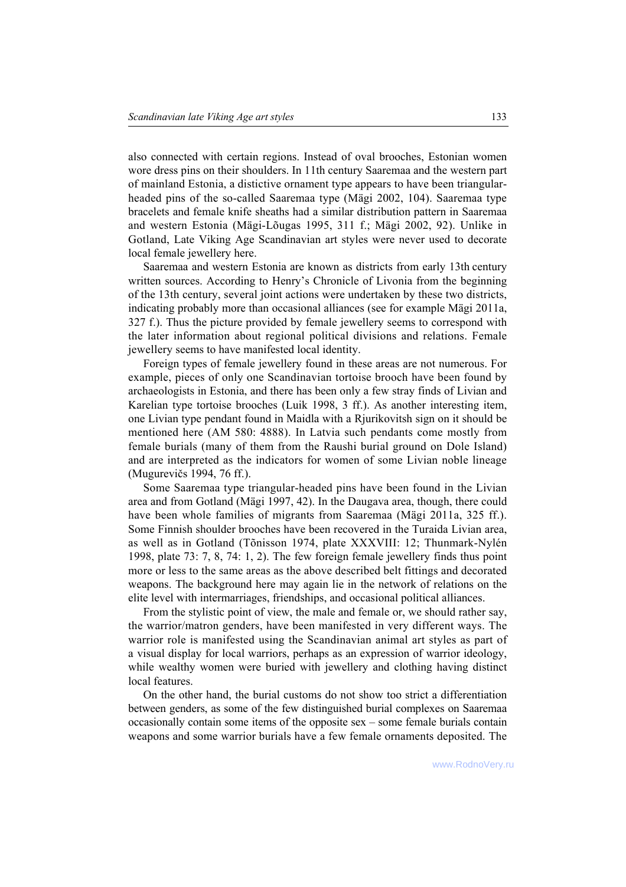also connected with certain regions. Instead of oval brooches, Estonian women wore dress pins on their shoulders. In 11th century Saaremaa and the western part of mainland Estonia, a distictive ornament type appears to have been triangular-headed pins of the so-called Saaremaa type (Mägi 2002, 104). Saaremaa type bracelets and female knife sheaths had a similar distribution pattern in Saaremaa and western Estonia (Mägi-Lõugas 1995, 311 f.; Mägi 2002, 92). Unlike in Gotland, Late Viking Age Scandinavian art styles were never used to decorate local female jewellery here.

Saaremaa and western Estonia are known as districts from early 13th century written sources. According to Henry's Chronicle of Livonia from the beginning of the 13th century, several joint actions were undertaken by these two districts, indicating probably more than occasional alliances (see for example Mägi 2011a, 327 f.). Thus the picture provided by female jewellery seems to correspond with the later information about regional political divisions and relations. Female jewellery seems to have manifested local identity.

Foreign types of female jewellery found in these areas are not numerous. For example, pieces of only one Scandinavian tortoise brooch have been found by archaeologists in Estonia, and there has been only a few stray finds of Livian and Karelian type tortoise brooches (Luik 1998, 3 ff.). As another interesting item, one Livian type pendant found in Maidla with a Rjurikovitsh sign on it should be mentioned here (AM 580: 4888). In Latvia such pendants come mostly from female burials (many of them from the Raushi burial ground on Dole Island) and are interpreted as the indicators for women of some Livian noble lineage (Mugurevičs 1994, 76 ff.).

Some Saaremaa type triangular-headed pins have been found in the Livian area and from Gotland (Mägi 1997, 42). In the Daugava area, though, there could have been whole families of migrants from Saaremaa (Mägi 2011a, 325 ff.). Some Finnish shoulder brooches have been recovered in the Turaida Livian area, as well as in Gotland (Tõnisson 1974, plate XXXVIII: 12; Thunmark-Nylén 1998, plate 73: 7, 8, 74: 1, 2). The few foreign female jewellery finds thus point more or less to the same areas as the above described belt fittings and decorated weapons. The background here may again lie in the network of relations on the elite level with intermarriages, friendships, and occasional political alliances.

From the stylistic point of view, the male and female or, we should rather say, the warrior/matron genders, have been manifested in very different ways. The warrior role is manifested using the Scandinavian animal art styles as part of a visual display for local warriors, perhaps as an expression of warrior ideology, while wealthy women were buried with jewellery and clothing having distinct local features.

On the other hand, the burial customs do not show too strict a differentiation between genders, as some of the few distinguished burial complexes on Saaremaa occasionally contain some items of the opposite sex – some female burials contain weapons and some warrior burials have a few female ornaments deposited. The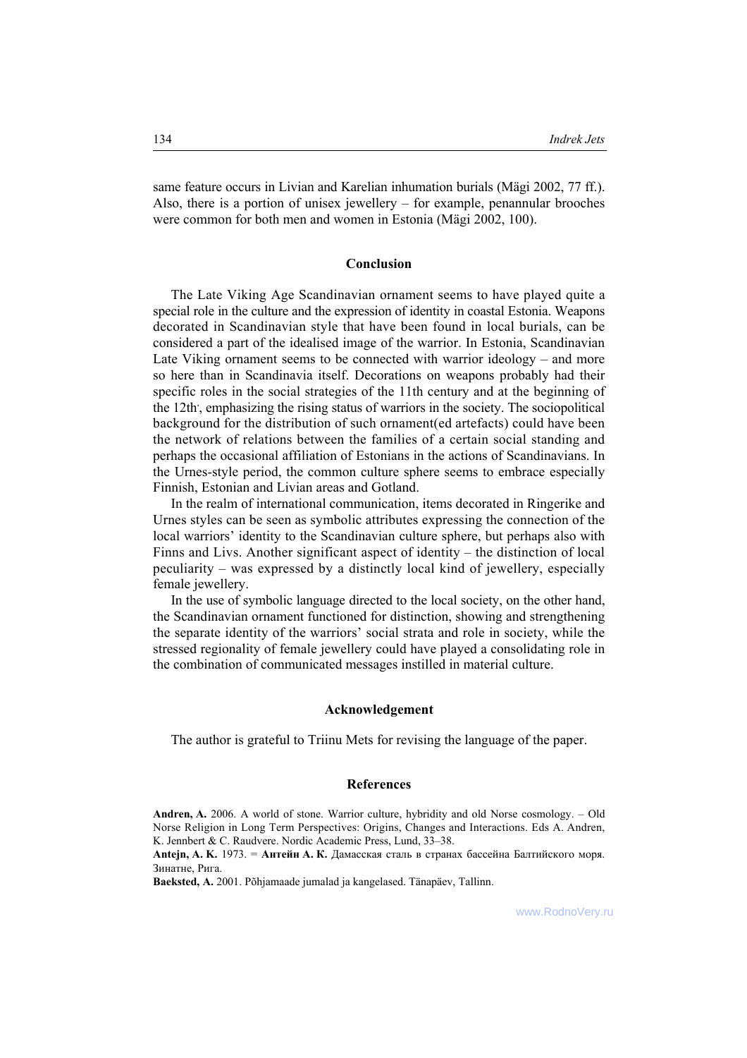same feature occurs in Livian and Karelian inhumation burials (Mägi 2002, 77 ff.). Also, there is a portion of unisex jewellery – for example, penannular brooches were common for both men and women in Estonia (Mägi 2002, 100).

## Conclusion

The Late Viking Age Scandinavian ornament seems to have played quite a special role in the culture and the expression of identity in coastal Estonia. Weapons decorated in Scandinavian style that have been found in local burials, can be considered a part of the idealised image of the warrior. In Estonia, Scandinavian Late Viking ornament seems to be connected with warrior ideology – and more so here than in Scandinavia itself. Decorations on weapons probably had their specific roles in the social strategies of the 11th century and at the beginning of the 12th, emphasizing the rising status of warriors in the society. The sociopolitical background for the distribution of such ornament(ed artefacts) could have been the network of relations between the families of a certain social standing and perhaps the occasional affiliation of Estonians in the actions of Scandinavians. In the Urnes-style period, the common culture sphere seems to embrace especially Finnish, Estonian and Livian areas and Gotland.

In the realm of international communication, items decorated in Ringerike and Urnes styles can be seen as symbolic attributes expressing the connection of the local warriors' identity to the Scandinavian culture sphere, but perhaps also with Finns and Livs. Another significant aspect of identity – the distinction of local peculiarity – was expressed by a distinctly local kind of jewellery, especially female jewellery.

In the use of symbolic language directed to the local society, on the other hand, the Scandinavian ornament functioned for distinction, showing and strengthening the separate identity of the warriors' social strata and role in society, while the stressed regionality of female jewellery could have played a consolidating role in the combination of communicated messages instilled in material culture.

## Acknowledgement

The author is grateful to Triinu Mets for revising the language of the paper.

## References

**Andren, A.** 2006. A world of stone. Warrior culture, hybridity and old Norse cosmology. – Old Norse Religion in Long Term Perspectives: Origins, Changes and Interactions. Eds A. Andren, K. Jennbert & C. Raudvere. Nordic Academic Press, Lund, 33–38.

**Antejn, A. K.** 1973. = **Антейн А. К.** Дамасская сталь в странах бассейна Балтийского моря. Зинатне, Рига.

**Baeksted, A.** 2001. Põhjamaade jumalad ja kangelased. Tänapäev, Tallinn.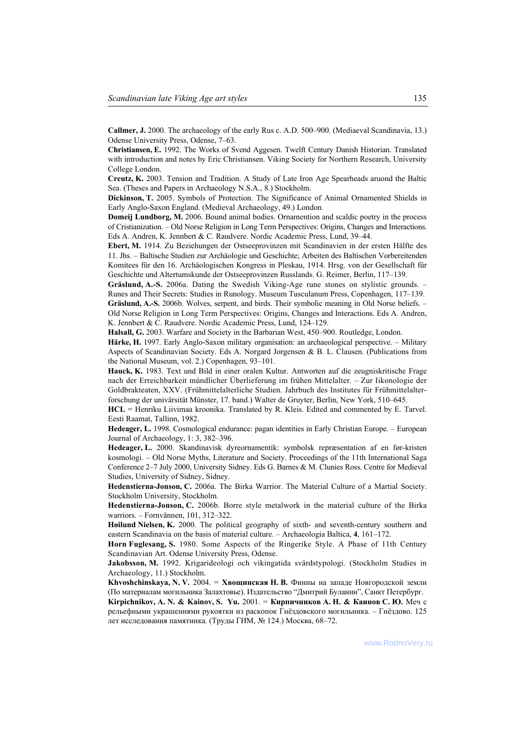**Callmer, J.** 2000. The archaeology of the early Rus c. A.D. 500–900. (Mediaeval Scandinavia, 13.) Odense University Press, Odense, 7–63.

**Christiansen, E.** 1992. The Works of Svend Aggesen. Twelft Century Danish Historian. Translated with introduction and notes by Eric Christiansen. Viking Society for Northern Research, University College London.

**Creutz, K.** 2003. Tension and Tradition. A Study of Late Iron Age Spearheads aruond the Baltic Sea. (Theses and Papers in Archaeology N.S.A., 8.) Stockholm.

**Dickinson, T.** 2005. Symbols of Protection. The Significance of Animal Ornamented Shields in Early Anglo-Saxon England. (Medieval Archaeology, 49.) London.

**Domeij Lundborg, M.** 2006. Bound animal bodies. Ornamention and scaldic poetry in the process of Cristianization. – Old Norse Religion in Long Term Perspectives: Origins, Changes and Interactions. Eds A. Andren, K. Jennbert & C. Raudvere. Nordic Academic Press, Lund, 39–44.

**Ebert, M.** 1914. Zu Beziehungen der Ostseeprovinzen mit Scandinavien in der ersten Hälfte des 11. Jhs. – Baltische Studien zur Archäologie und Geschichte; Arbeiten des Baltischen Vorbereitenden Komitees für den 16. Archäologischen Kongress in Pleskau, 1914. Hrsg. von der Gesellschaft für Geschichte und Altertumskunde der Ostseeprovinzen Russlands. G. Reimer, Berlin, 117–139.

**Gräslund, A.-S.** 2006a. Dating the Swedish Viking-Age rune stones on stylistic grounds. – Runes and Their Secrets: Studies in Runology. Museum Tusculanum Press, Copenhagen, 117–139.

**Gräslund, A.-S.** 2006b. Wolves, serpent, and birds. Their symbolic meaning in Old Norse beliefs. – Old Norse Religion in Long Term Perspectives: Origins, Changes and Interactions. Eds A. Andren, K. Jennbert & C. Raudvere. Nordic Academic Press, Lund, 124–129.

**Halsall, G.** 2003. Warfare and Society in the Barbarian West, 450–900. Routledge, London.

**Härke, H.** 1997. Early Anglo-Saxon military organisation: an archaeological perspective. – Military Aspects of Scandinavian Society. Eds A. Norgard Jorgensen & B. L. Clausen. (Publications from the National Museum, vol. 2.) Copenhagen, 93–101.

**Hauck, K.** 1983. Text und Bild in einer oralen Kultur. Antworten auf die zeugniskritische Frage nach der Erreichbarkeit mündlicher Überlieferung im frühen Mittelalter. – Zur Iikonologie der Goldbrakteaten, XXV. (Frühmittelalterliche Studien. Jahrbuch des Institutes für Frühmittelalterforschung der univärsität Münster, 17. band.) Walter de Gruyter, Berlin, New York, 510–645.

**HCL** = Henriku Liivimaa kroonika. Translated by R. Kleis. Edited and commented by E. Tarvel. Eesti Raamat, Tallinn, 1982.

**Hedeager, L.** 1998. Cosmological endurance: pagan identities in Early Christian Europe. – European Journal of Archaeology, 1: 3, 382–396.

**Hedeager, L.** 2000. Skandinavisk dyreornamentik: symbolsk repræsentation af en før-kristen kosmologi. – Old Norse Myths, Literature and Society. Proceedings of the 11th International Saga Conference 2–7 July 2000, University Sidney. Eds G. Barnes & M. Clunies Ross. Centre for Medieval Studies, University of Sidney, Sidney.

**Hedenstierna-Jonson, C.** 2006a. The Birka Warrior. The Material Culture of a Martial Society. Stockholm University, Stockholm.

**Hedenstierna-Jonson, C.** 2006b. Borre style metalwork in the material culture of the Birka warriors. – Fornvännen, 101, 312–322.

**Høilund Nielsen, K.** 2000. The political geography of sixth- and seventh-century southern and eastern Scandinavia on the basis of material culture. – Archaeologia Baltica, **4**, 161–172.

**Horn Fuglesang, S.** 1980. Some Aspects of the Ringerike Style. A Phase of 11th Century Scandinavian Art. Odense University Press, Odense.

**Jakobsson, M.** 1992. Krigarideologi och vikingatida svärdstypologi. (Stockholm Studies in Archaeology, 11.) Stockholm.

**Khvoshchinskaya, N. V.** 2004. = **Хвощинская Н. В.** Финны на западе Новгородской земли (По материалам могильника Залахтовье). Издательство "Дмитрий Буланин", Санкт Петербург.

**Kirpichnikov, A. N. & Kainov, S. Yu.** 2001. = **Кирпичников А. Н. & Каинов С. Ю.** Меч с рельефными украшениями рукоятки из раскопок Гнёздовского могильника. – Гнёздово. 125 лет исследования памятника. (Труды ГИМ, № 124.) Москва, 68–72.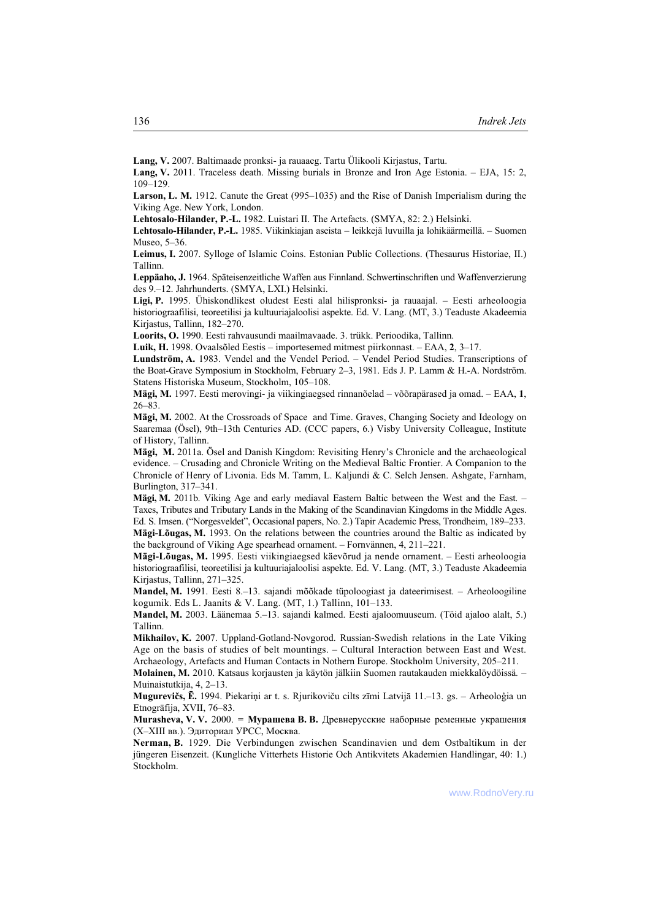**Lang, V.** 2007. Baltimaade pronksi- ja rauaaeg. Tartu Ülikooli Kirjastus, Tartu.

**Lang, V.** 2011. Traceless death. Missing burials in Bronze and Iron Age Estonia. – EJA, 15: 2, 109–129.

**Larson, L. M.** 1912. Canute the Great (995–1035) and the Rise of Danish Imperialism during the Viking Age. New York, London.

**Lehtosalo-Hilander, P.-L.** 1982. Luistari II. The Artefacts. (SMYA, 82: 2.) Helsinki.

**Lehtosalo-Hilander, P.-L.** 1985. Viikinkiajan aseista – leikkejä luvuilla ja lohikäärmeillä. – Suomen Museo, 5–36.

**Leimus, I.** 2007. Sylloge of Islamic Coins. Estonian Public Collections. (Thesaurus Historiae, II.) Tallinn.

**Leppäaho, J.** 1964. Späteisenzeitliche Waffen aus Finnland. Schwertinschriften und Waffenverzierung des 9.–12. Jahrhunderts. (SMYA, LXI.) Helsinki.

**Ligi, P.** 1995. Ühiskondlikest oludest Eesti alal hilispronksi- ja rauaajal. – Eesti arheoloogia historiograafilisi, teoreetilisi ja kultuuriajaloolisi aspekte. Ed. V. Lang. (MT, 3.) Teaduste Akadeemia Kirjastus, Tallinn, 182–270.

**Loorits, O.** 1990. Eesti rahvausundi maailmavaade. 3. trükk. Perioodika, Tallinn.

**Luik, H.** 1998. Ovaalsõled Eestis – importesemed mitmest piirkonnast. – EAA, **2**, 3–17.

**Lundström, A.** 1983. Vendel and the Vendel Period. – Vendel Period Studies. Transcriptions of the Boat-Grave Symposium in Stockholm, February 2–3, 1981. Eds J. P. Lamm & H.-A. Nordström. Statens Historiska Museum, Stockholm, 105–108.

**Mägi, M.** 1997. Eesti merovingi- ja viikingiaegsed rinnanõelad – võõrapärased ja omad. – EAA, **1**, 26–83.

**Mägi, M.** 2002. At the Crossroads of Space and Time. Graves, Changing Society and Ideology on Saaremaa (Ösel), 9th–13th Centuries AD. (CCC papers, 6.) Visby University Colleague, Institute of History, Tallinn.

**Mägi, M.** 2011a. Ösel and Danish Kingdom: Revisiting Henry's Chronicle and the archaeological evidence. – Crusading and Chronicle Writing on the Medieval Baltic Frontier. A Companion to the Chronicle of Henry of Livonia. Eds M. Tamm, L. Kaljundi & C. Selch Jensen. Ashgate, Farnham, Burlington, 317–341.

**Mägi, M.** 2011b. Viking Age and early mediaval Eastern Baltic between the West and the East. – Taxes, Tributes and Tributary Lands in the Making of the Scandinavian Kingdoms in the Middle Ages. Ed. S. Imsen. ("Norgesveldet", Occasional papers, No. 2.) Tapir Academic Press, Trondheim, 189–233.

**Mägi-Lõugas, M.** 1993. On the relations between the countries around the Baltic as indicated by the background of Viking Age spearhead ornament. – Fornvännen, 4, 211–221.

**Mägi-Lõugas, M.** 1995. Eesti viikingiaegsed käevõrud ja nende ornament. – Eesti arheoloogia historiograafilisi, teoreetilisi ja kultuuriajaloolisi aspekte. Ed. V. Lang. (MT, 3.) Teaduste Akadeemia Kirjastus, Tallinn, 271–325.

**Mandel, M.** 1991. Eesti 8.–13. sajandi mõõkade tüpoloogiast ja dateerimisest. – Arheoloogiline kogumik. Eds L. Jaanits & V. Lang. (MT, 1.) Tallinn, 101–133.

**Mandel, M.** 2003. Läänemaa 5.–13. sajandi kalmed. Eesti ajaloomuuseum. (Töid ajaloo alalt, 5.) Tallinn.

**Mikhailov, K.** 2007. Uppland-Gotland-Novgorod. Russian-Swedish relations in the Late Viking Age on the basis of studies of belt mountings. – Cultural Interaction between East and West. Archaeology, Artefacts and Human Contacts in Nothern Europe. Stockholm University, 205–211.

**Molainen, M.** 2010. Katsaus korjausten ja käytön jälkiin Suomen rautakauden miekkalöydöissä. – Muinaistutkija, 4, 2–13.

**Mugurevičs, Ē.** 1994. Piekariņi ar t. s. Rjurikoviču cilts zīmi Latvijā 11.–13. gs. – Arheoloģia un Etnogrāfija, XVII, 76–83.

**Murasheva, V. V.** 2000. = **Мурашева В. В.** Древнерусские наборные ременные украшения (X–XIII вв.). Эдиториал УРСС, Москва.

**Nerman, B.** 1929. Die Verbindungen zwischen Scandinavien und dem Ostbaltikum in der jüngeren Eisenzeit. (Kungliche Vitterhets Historie Och Antikvitets Akademien Handlingar, 40: 1.) Stockholm.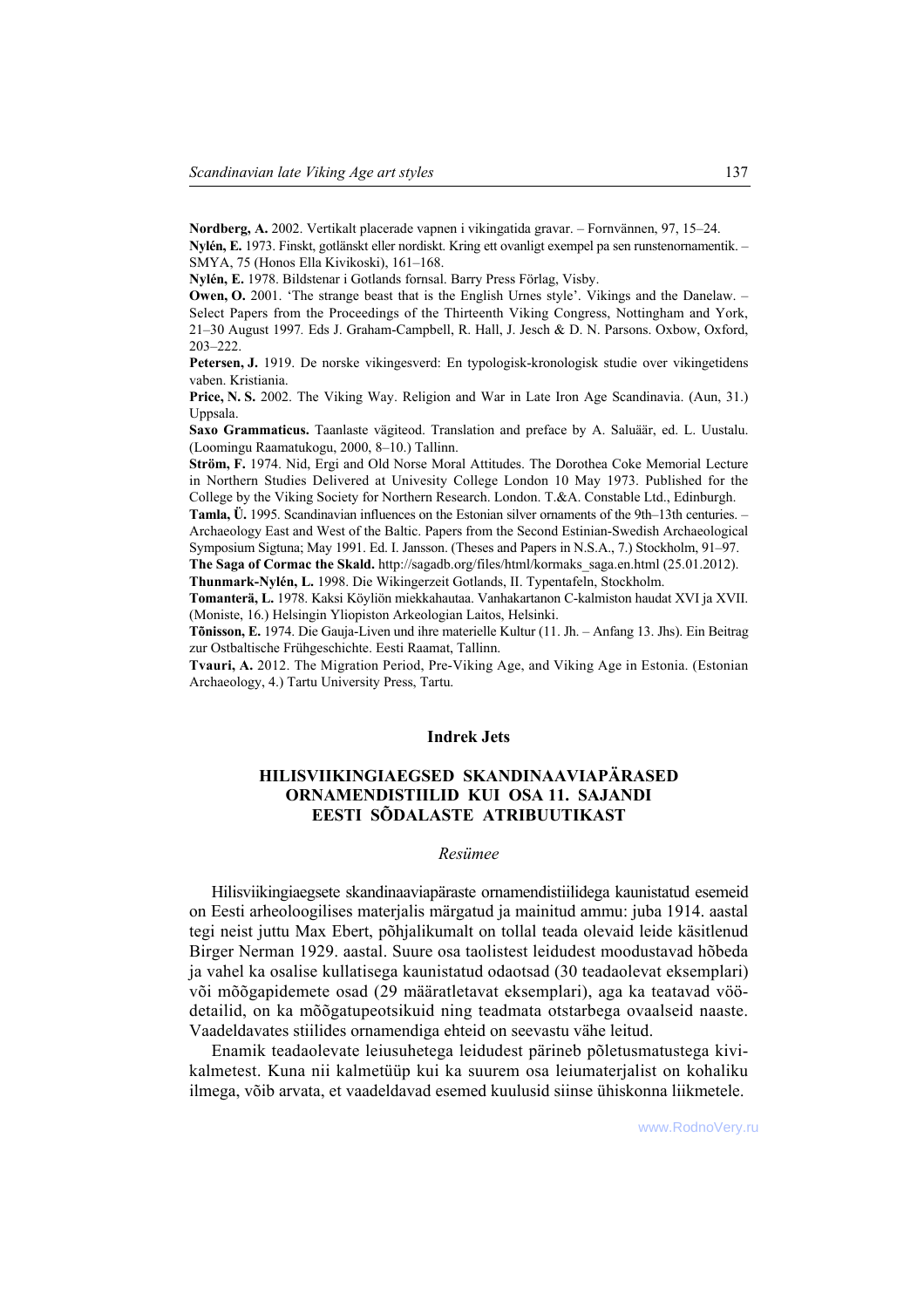**Nordberg, A.** 2002. Vertikalt placerade vapnen i vikingatida gravar. – Fornvännen, 97, 15–24.

**Nylén, E.** 1973. Finskt, gotlänskt eller nordiskt. Kring ett ovanligt exempel pa sen runstenornamentik. – SMYA, 75 (Honos Ella Kivikoski), 161–168.

**Nylén, E.** 1978. Bildstenar i Gotlands fornsal. Barry Press Förlag, Visby.

**Owen, O.** 2001. 'The strange beast that is the English Urnes style'. Vikings and the Danelaw. – Select Papers from the Proceedings of the Thirteenth Viking Congress, Nottingham and York, 21–30 August 1997*.* Eds J. Graham-Campbell, R. Hall, J. Jesch & D. N. Parsons. Oxbow, Oxford, 203–222.

**Petersen, J.** 1919. De norske vikingesverd: En typologisk-kronologisk studie over vikingetidens vaben. Kristiania.

**Price, N. S.** 2002. The Viking Way. Religion and War in Late Iron Age Scandinavia. (Aun, 31.) Uppsala.

**Saxo Grammaticus.** Taanlaste vägiteod. Translation and preface by A. Saluäär, ed. L. Uustalu. (Loomingu Raamatukogu, 2000, 8–10.) Tallinn.

**Ström, F.** 1974. Nid, Ergi and Old Norse Moral Attitudes. The Dorothea Coke Memorial Lecture in Northern Studies Delivered at Univesity College London 10 May 1973. Published for the College by the Viking Society for Northern Research. London. T.&A. Constable Ltd., Edinburgh.

**Tamla, Ü.** 1995. Scandinavian influences on the Estonian silver ornaments of the 9th–13th centuries. – Archaeology East and West of the Baltic. Papers from the Second Estinian-Swedish Archaeological Symposium Sigtuna; May 1991. Ed. I. Jansson. (Theses and Papers in N.S.A., 7.) Stockholm, 91–97.

**The Saga of Cormac the Skald.** http://sagadb.org/files/html/kormaks_saga.en.html (25.01.2012).

**Thunmark-Nylén, L.** 1998. Die Wikingerzeit Gotlands, II. Typentafeln, Stockholm.

**Tomanterä, L.** 1978. Kaksi Köyliön miekkahautaa. Vanhakartanon C-kalmiston haudat XVI ja XVII. (Moniste, 16.) Helsingin Yliopiston Arkeologian Laitos, Helsinki.

**Tõnisson, E.** 1974. Die Gauja-Liven und ihre materielle Kultur (11. Jh. – Anfang 13. Jhs). Ein Beitrag zur Ostbaltische Frühgeschichte. Eesti Raamat, Tallinn.

**Tvauri, A.** 2012. The Migration Period, Pre-Viking Age, and Viking Age in Estonia. (Estonian Archaeology, 4.) Tartu University Press, Tartu.

**Indrek Jets**

## HILISVIIKINGIAEGSED SKANDINAAVIAPÄRASED ORNAMENDISTIILID KUI OSA 11. SAJANDI EESTI SÕDALASTE ATRIBUUTIKAST

*Resümee*

Hilisviikingiaegsete skandinaaviapäraste ornamendistiilidega kaunistatud esemeid on Eesti arheoloogilises materjalis märgatud ja mainitud ammu: juba 1914. aastal tegi neist juttu Max Ebert, põhjalikumalt on tollal teada olevaid leide käsitlenud Birger Nerman 1929. aastal. Suure osa taolistest leidudest moodustavad hõbeda ja vahel ka osalise kullatisega kaunistatud odaotsad (30 teadaolevat eksemplari) või mõõgapidemete osad (29 määratletavat eksemplari), aga ka teatavad vöödetailid, on ka mõõgatupeotsikuid ning teadmata otstarbega ovaalseid naaste. Vaadeldavates stiilides ornamendiga ehteid on seevastu vähe leitud.

Enamik teadaolevate leiusuhetega leidudest pärineb põletusmatustega kivikalmetest. Kuna nii kalmetüüp kui ka suurem osa leiumaterjalist on kohaliku ilmega, võib arvata, et vaadeldavad esemed kuulusid siinse ühiskonna liikmetele.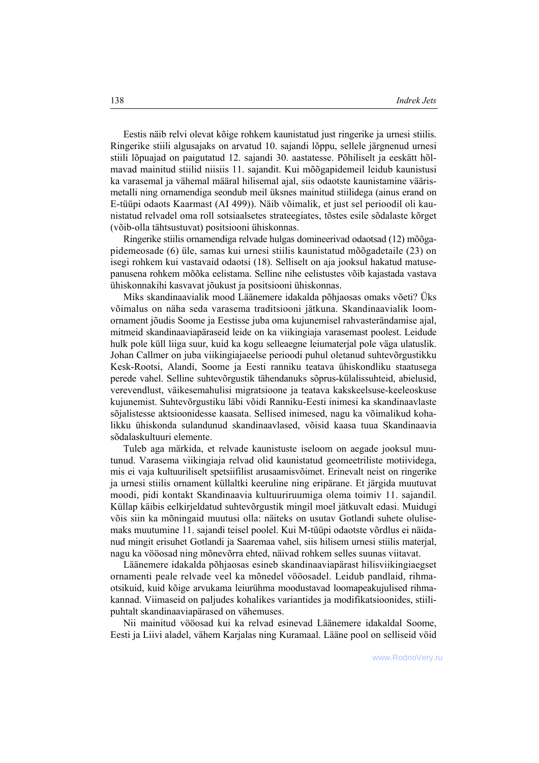Eestis näib relvi olevat kõige rohkem kaunistatud just ringerike ja urnesi stiilis. Ringerike stiili algusajaks on arvatud 10. sajandi lõppu, sellele järgnenud urnesi stiili lõpuajad on paigutatud 12. sajandi 30. aastatesse. Põhiliselt ja eeskätt hõlmavad mainitud stiilid niisiis 11. sajandit. Kui mõõgapidemeil leidub kaunistusi ka varasemal ja vähemal määral hilisemal ajal, siis odaotste kaunistamine väärismetalli ning ornamendiga seondub meil üksnes mainitud stiilidega (ainus erand on E-tüüpi odaots Kaarmast (AI 499)). Näib võimalik, et just sel perioodil oli kaunistatud relvadel oma roll sotsiaalsetes strateegiates, tõstes esile sõdalaste kõrget (võib-olla tähtsustuvat) positsiooni ühiskonnas.

Ringerike stiilis ornamendiga relvade hulgas domineerivad odaotsad (12) mõõgapidemeosade (6) üle, samas kui urnesi stiilis kaunistatud mõõgadetaile (23) on isegi rohkem kui vastavaid odaotsi (18). Selliselt on aja jooksul hakatud matusepanusena rohkem mõõka eelistama. Selline nihe eelistustes võib kajastada vastava ühiskonnakihi kasvavat jõukust ja positsiooni ühiskonnas.

Miks skandinaavialik mood Läänemere idakalda põhjaosas omaks võeti? Üks võimalus on näha seda varasema traditsiooni jätkuna. Skandinaavialik loomornament jõudis Soome ja Eestisse juba oma kujunemisel rahvasterändamise ajal, mitmeid skandinaaviapäraseid leide on ka viikingiaja varasemast poolest. Leidude hulk pole küll liiga suur, kuid ka kogu selleaegne leiumaterjal pole väga ulatuslik. Johan Callmer on juba viikingiajaeelse perioodi puhul oletanud suhtevõrgustikku Kesk-Rootsi, Alandi, Soome ja Eesti ranniku teatava ühiskondliku staatusega perede vahel. Selline suhtevõrgustik tähendanuks sõprus-külalissuhteid, abielusid, verevendlust, väiksemahulisi migratsioone ja teatava kakskeelsuse-keeleoskuse kujunemist. Suhtevõrgustiku läbi võidi Ranniku-Eesti inimesi ka skandinaavlaste sõjalistesse aktsioonidesse kaasata. Sellised inimesed, nagu ka võimalikud kohalikku ühiskonda sulandunud skandinaavlased, võisid kaasa tuua Skandinaavia sõdalaskultuuri elemente.

Tuleb aga märkida, et relvade kaunistuste iseloom on aegade jooksul muutunud. Varasema viikingiaja relvad olid kaunistatud geomeetriliste motiividega, mis ei vaja kultuuriliselt spetsiifilist arusaamisvõimet. Erinevalt neist on ringerike ja urnesi stiilis ornament küllaltki keeruline ning eripärane. Et järgida muutuvat moodi, pidi kontakt Skandinaavia kultuuriruumiga olema toimiv 11. sajandil. Küllap käibis eelkirjeldatud suhtevõrgustik mingil moel jätkuvalt edasi. Muidugi võis siin ka mõningaid muutusi olla: näiteks on usutav Gotlandi suhete olulisemaks muutumine 11. sajandi teisel poolel. Kui M-tüüpi odaotste võrdlus ei näidanud mingit erisuhet Gotlandi ja Saaremaa vahel, siis hilisem urnesi stiilis materjal, nagu ka vööosad ning mõnevõrra ehted, näivad rohkem selles suunas viitavat.

Läänemere idakalda põhjaosas esineb skandinaaviapärast hilisviikingiaegset ornamenti peale relvade veel ka mõnedel vööosadel. Leidub pandlaid, rihmaotsikuid, kuid kõige arvukama leiurühma moodustavad loomapeakujulised rihmakannad. Viimaseid on paljudes kohalikes variantides ja modifikatsioonides, stiilipuhtalt skandinaaviapärased on vähemuses.

Nii mainitud vööosad kui ka relvad esinevad Läänemere idakaldal Soome, Eesti ja Liivi aladel, vähem Karjalas ning Kuramaal. Lääne pool on selliseid võid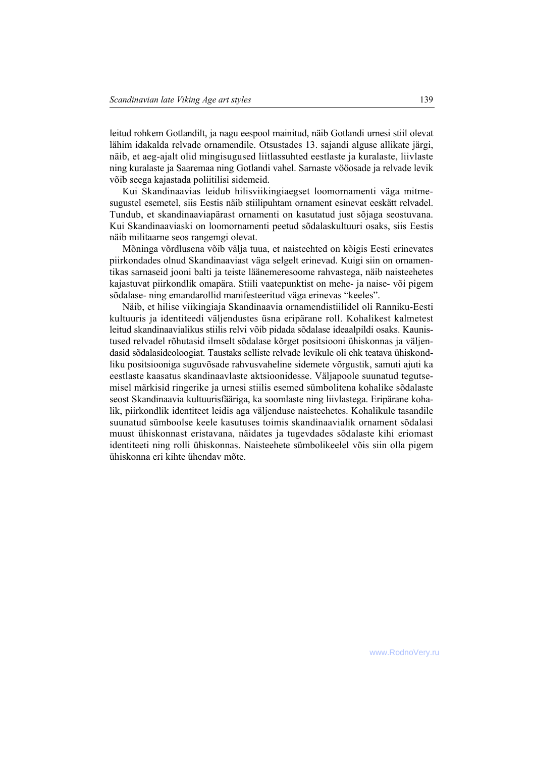leitud rohkem Gotlandilt, ja nagu eespool mainitud, näib Gotlandi urnesi stiil olevat lähim idakalda relvade ornamendile. Otsustades 13. sajandi alguse allikate järgi, näib, et aeg-ajalt olid mingisugused liitlassuhted eestlaste ja kuralaste, liivlaste ning kuralaste ja Saaremaa ning Gotlandi vahel. Sarnaste vööosade ja relvade levik võib seega kajastada poliitilisi sidemeid.

Kui Skandinaavias leidub hilisviikingiaegset loomornamenti väga mitmesugustel esemetel, siis Eestis näib stiilipuhtam ornament esinevat eeskätt relvadel. Tundub, et skandinaaviapärast ornamenti on kasutatud just sõjaga seostuvana. Kui Skandinaaviaski on loomornamenti peetud sõdalaskultuuri osaks, siis Eestis näib militaarne seos rangemgi olevat.

Mõninga võrdlusena võib välja tuua, et naisteehted on kõigis Eesti erinevates piirkondades olnud Skandinaaviast väga selgelt erinevad. Kuigi siin on ornamentikas sarnaseid jooni balti ja teiste läänemeresoome rahvastega, näib naisteehetes kajastuvat piirkondlik omapära. Stiili vaatepunktist on mehe- ja naise- või pigem sõdalase- ning emandarollid manifesteeritud väga erinevas "keeles".

Näib, et hilise viikingiaja Skandinaavia ornamendistiilidel oli Ranniku-Eesti kultuuris ja identiteedi väljendustes üsna eripärane roll. Kohalikest kalmetest leitud skandinaavialikus stiilis relvi võib pidada sõdalase ideaalpildi osaks. Kaunistused relvadel rõhutasid ilmselt sõdalase kõrget positsiooni ühiskonnas ja väljendasid sõdalasideoloogiat. Taustaks selliste relvade levikule oli ehk teatava ühiskondliku positsiooniga suguvõsade rahvusvaheline sidemete võrgustik, samuti ajuti ka eestlaste kaasatus skandinaavlaste aktsioonidesse. Väljapoole suunatud tegutsemisel märkisid ringerike ja urnesi stiilis esemed sümbolitena kohalike sõdalaste seost Skandinaavia kultuurisfääriga, ka soomlaste ning liivlastega. Eripärane kohalik, piirkondlik identiteet leidis aga väljenduse naisteehetes. Kohalikule tasandile suunatud sümboolse keele kasutuses toimis skandinaavialik ornament sõdalasi muust ühiskonnast eristavana, näidates ja tugevdades sõdalaste kihi eriomast identiteeti ning rolli ühiskonnas. Naisteehete sümbolikeelel võis siin olla pigem ühiskonna eri kihte ühendav mõte.